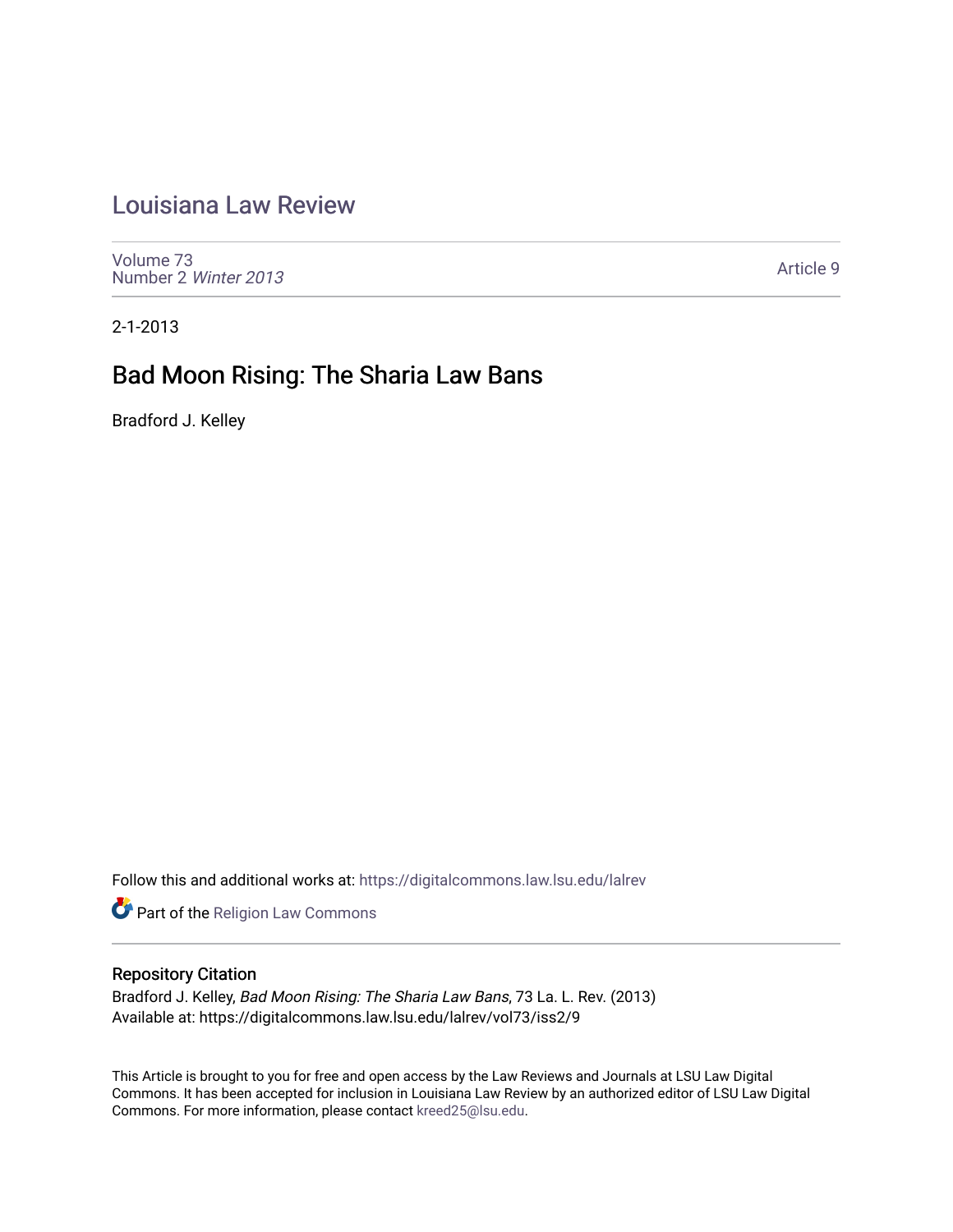# Louisiana Law Review

Volume 73
Number 2 *Winter 2013*

Article 9

2-1-2013

## Bad Moon Rising: The Sharia Law Bans

Bradford J. Kelley

Follow this and additional works at: https://digitalcommons.law.lsu.edu/lalrev

Part of the Religion Law Commons

### Repository Citation

Bradford J. Kelley, *Bad Moon Rising: The Sharia Law Bans*, 73 La. L. Rev. (2013)
Available at: https://digitalcommons.law.lsu.edu/lalrev/vol73/iss2/9

This Article is brought to you for free and open access by the Law Reviews and Journals at LSU Law Digital Commons. It has been accepted for inclusion in Louisiana Law Review by an authorized editor of LSU Law Digital Commons. For more information, please contact kreed25@lsu.edu.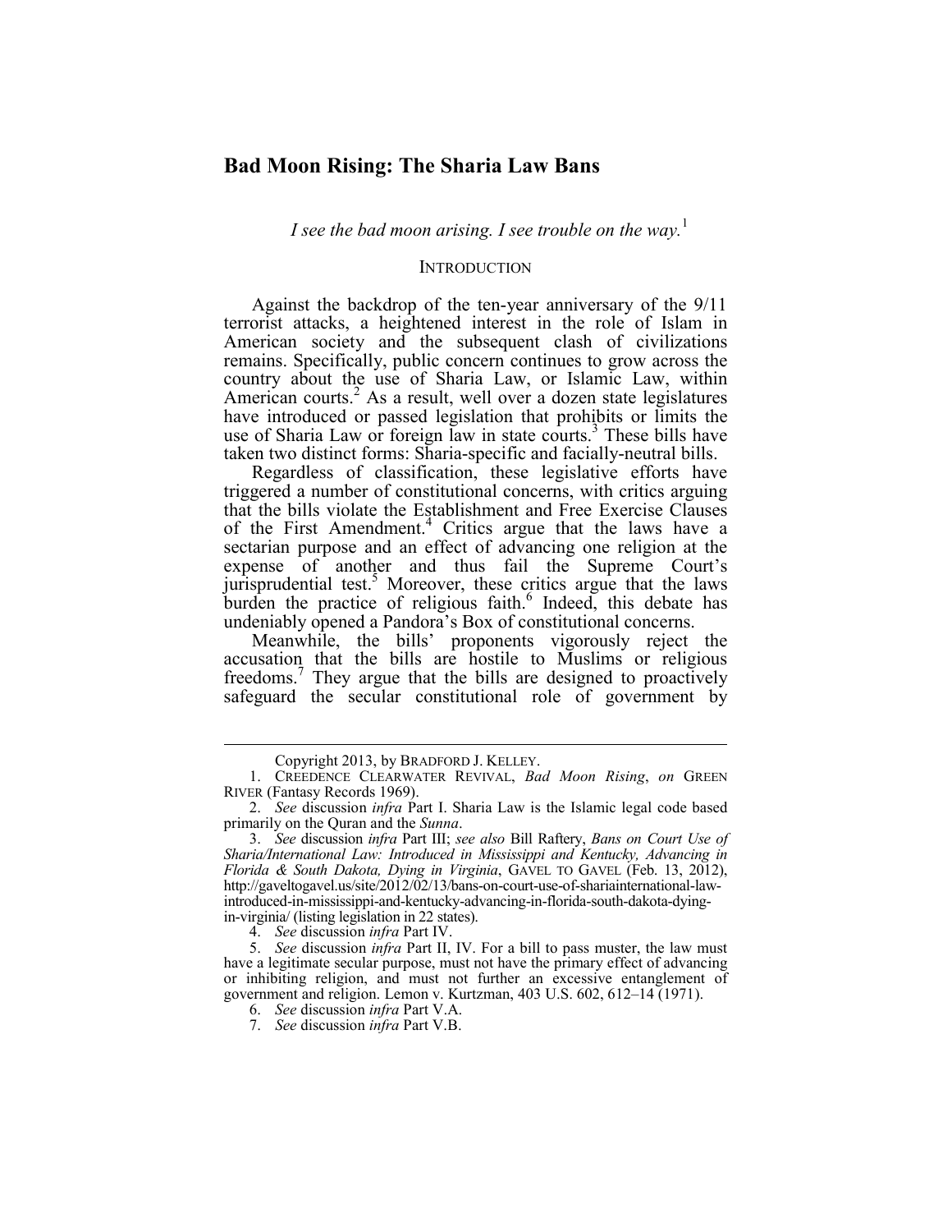# Bad Moon Rising: The Sharia Law Bans

*I see the bad moon arising. I see trouble on the way.*[1]

## INTRODUCTION

Against the backdrop of the ten-year anniversary of the 9/11 terrorist attacks, a heightened interest in the role of Islam in American society and the subsequent clash of civilizations remains. Specifically, public concern continues to grow across the country about the use of Sharia Law, or Islamic Law, within American courts.[2] As a result, well over a dozen state legislatures have introduced or passed legislation that prohibits or limits the use of Sharia Law or foreign law in state courts.[3] These bills have taken two distinct forms: Sharia-specific and facially-neutral bills.

Regardless of classification, these legislative efforts have triggered a number of constitutional concerns, with critics arguing that the bills violate the Establishment and Free Exercise Clauses of the First Amendment.[4] Critics argue that the laws have a sectarian purpose and an effect of advancing one religion at the expense of another and thus fail the Supreme Court's jurisprudential test.[5] Moreover, these critics argue that the laws burden the practice of religious faith.[6] Indeed, this debate has undeniably opened a Pandora's Box of constitutional concerns.

Meanwhile, the bills' proponents vigorously reject the accusation that the bills are hostile to Muslims or religious freedoms.[7] They argue that the bills are designed to proactively safeguard the secular constitutional role of government by

---

Copyright 2013, by BRADFORD J. KELLEY.

1. CREEDENCE CLEARWATER REVIVAL, *Bad Moon Rising*, *on* GREEN RIVER (Fantasy Records 1969).

2. *See* discussion *infra* Part I. Sharia Law is the Islamic legal code based primarily on the Quran and the *Sunna*.

3. *See* discussion *infra* Part III; *see also* Bill Raftery, *Bans on Court Use of Sharia/International Law: Introduced in Mississippi and Kentucky, Advancing in Florida & South Dakota, Dying in Virginia*, GAVEL TO GAVEL (Feb. 13, 2012), http://gaveltogavel.us/site/2012/02/13/bans-on-court-use-of-shariainternational-law-introduced-in-mississippi-and-kentucky-advancing-in-florida-south-dakota-dying-in-virginia/ (listing legislation in 22 states).

4. *See* discussion *infra* Part IV.

5. *See* discussion *infra* Part II, IV. For a bill to pass muster, the law must have a legitimate secular purpose, must not have the primary effect of advancing or inhibiting religion, and must not further an excessive entanglement of government and religion. Lemon v. Kurtzman, 403 U.S. 602, 612–14 (1971).

6. *See* discussion *infra* Part V.A.

7. *See* discussion *infra* Part V.B.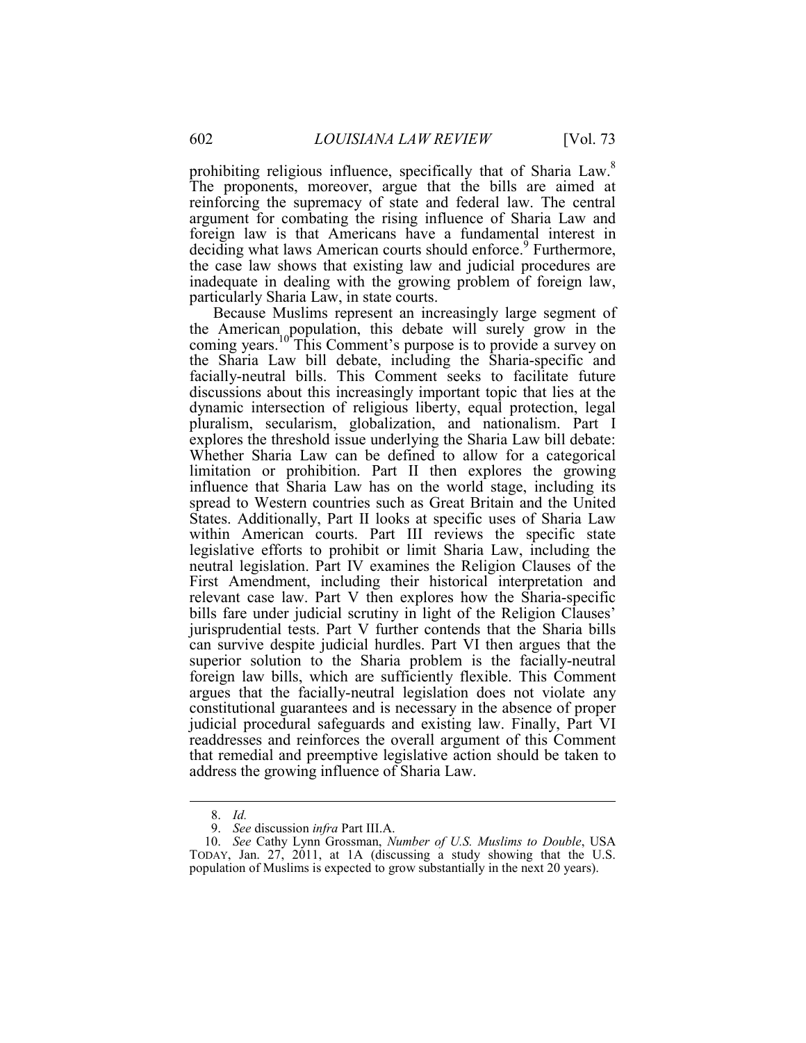prohibiting religious influence, specifically that of Sharia Law.[8] The proponents, moreover, argue that the bills are aimed at reinforcing the supremacy of state and federal law. The central argument for combating the rising influence of Sharia Law and foreign law is that Americans have a fundamental interest in deciding what laws American courts should enforce.[9] Furthermore, the case law shows that existing law and judicial procedures are inadequate in dealing with the growing problem of foreign law, particularly Sharia Law, in state courts.

Because Muslims represent an increasingly large segment of the American population, this debate will surely grow in the coming years.[10] This Comment's purpose is to provide a survey on the Sharia Law bill debate, including the Sharia-specific and facially-neutral bills. This Comment seeks to facilitate future discussions about this increasingly important topic that lies at the dynamic intersection of religious liberty, equal protection, legal pluralism, secularism, globalization, and nationalism. Part I explores the threshold issue underlying the Sharia Law bill debate: Whether Sharia Law can be defined to allow for a categorical limitation or prohibition. Part II then explores the growing influence that Sharia Law has on the world stage, including its spread to Western countries such as Great Britain and the United States. Additionally, Part II looks at specific uses of Sharia Law within American courts. Part III reviews the specific state legislative efforts to prohibit or limit Sharia Law, including the neutral legislation. Part IV examines the Religion Clauses of the First Amendment, including their historical interpretation and relevant case law. Part V then explores how the Sharia-specific bills fare under judicial scrutiny in light of the Religion Clauses' jurisprudential tests. Part V further contends that the Sharia bills can survive despite judicial hurdles. Part VI then argues that the superior solution to the Sharia problem is the facially-neutral foreign law bills, which are sufficiently flexible. This Comment argues that the facially-neutral legislation does not violate any constitutional guarantees and is necessary in the absence of proper judicial procedural safeguards and existing law. Finally, Part VI readdresses and reinforces the overall argument of this Comment that remedial and preemptive legislative action should be taken to address the growing influence of Sharia Law.

---

8. *Id.*

9. *See* discussion *infra* Part III.A.

10. *See* Cathy Lynn Grossman, *Number of U.S. Muslims to Double*, USA TODAY, Jan. 27, 2011, at 1A (discussing a study showing that the U.S. population of Muslims is expected to grow substantially in the next 20 years).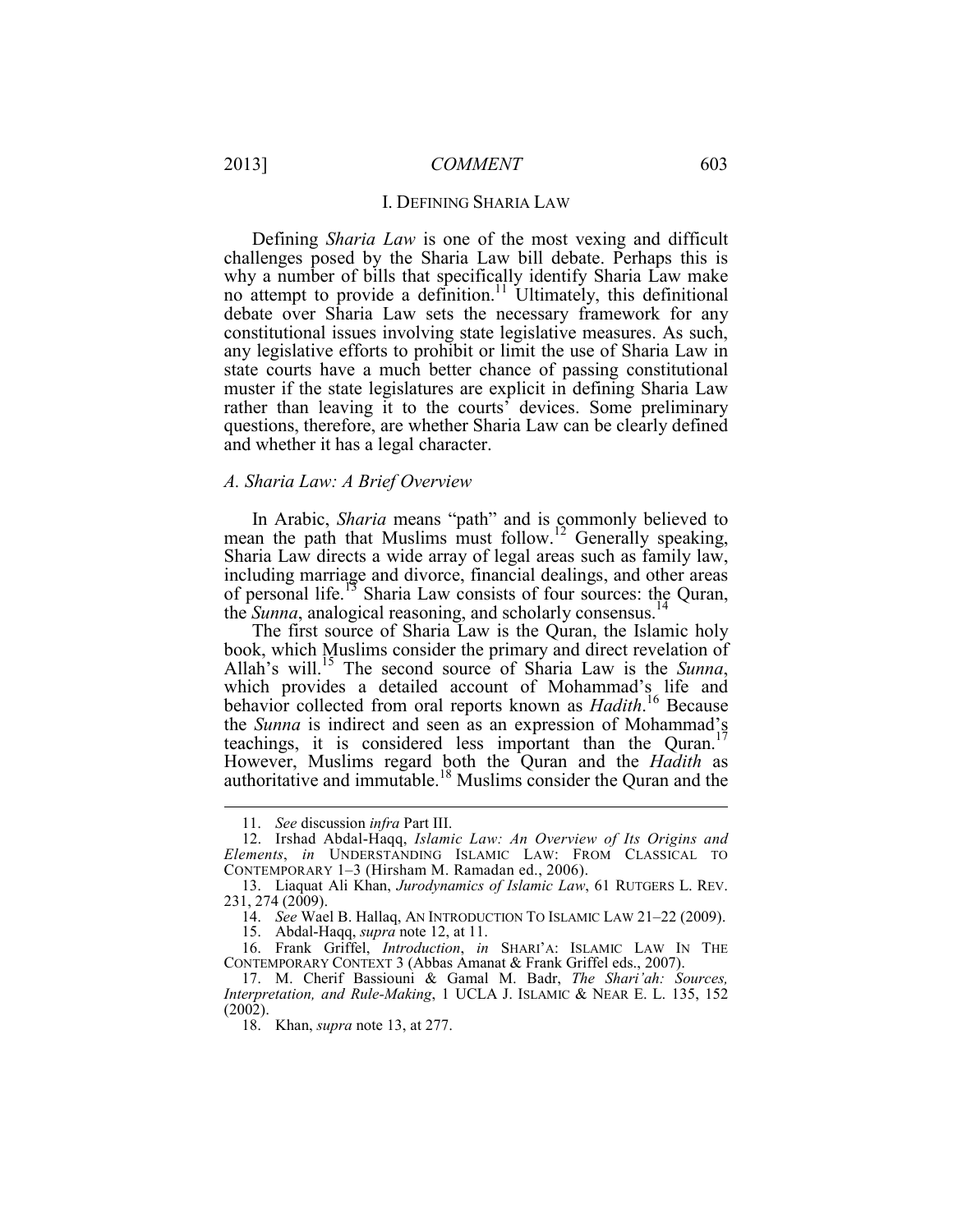## I. DEFINING SHARIA LAW

Defining *Sharia Law* is one of the most vexing and difficult challenges posed by the Sharia Law bill debate. Perhaps this is why a number of bills that specifically identify Sharia Law make no attempt to provide a definition.[11] Ultimately, this definitional debate over Sharia Law sets the necessary framework for any constitutional issues involving state legislative measures. As such, any legislative efforts to prohibit or limit the use of Sharia Law in state courts have a much better chance of passing constitutional muster if the state legislatures are explicit in defining Sharia Law rather than leaving it to the courts' devices. Some preliminary questions, therefore, are whether Sharia Law can be clearly defined and whether it has a legal character.

### *A. Sharia Law: A Brief Overview*

In Arabic, *Sharia* means "path" and is commonly believed to mean the path that Muslims must follow.[12] Generally speaking, Sharia Law directs a wide array of legal areas such as family law, including marriage and divorce, financial dealings, and other areas of personal life.[13] Sharia Law consists of four sources: the Quran, the *Sunna*, analogical reasoning, and scholarly consensus.[14]

The first source of Sharia Law is the Quran, the Islamic holy book, which Muslims consider the primary and direct revelation of Allah's will.[15] The second source of Sharia Law is the *Sunna*, which provides a detailed account of Mohammad's life and behavior collected from oral reports known as *Hadith*.[16] Because the *Sunna* is indirect and seen as an expression of Mohammad's teachings, it is considered less important than the Quran.[17] However, Muslims regard both the Quran and the *Hadith* as authoritative and immutable.[18] Muslims consider the Quran and the

---

11. *See* discussion *infra* Part III.

12. Irshad Abdal-Haqq, *Islamic Law: An Overview of Its Origins and Elements*, *in* UNDERSTANDING ISLAMIC LAW: FROM CLASSICAL TO CONTEMPORARY 1–3 (Hirsham M. Ramadan ed., 2006).

13. Liaquat Ali Khan, *Jurodynamics of Islamic Law*, 61 RUTGERS L. REV. 231, 274 (2009).

14. *See* Wael B. Hallaq, AN INTRODUCTION TO ISLAMIC LAW 21–22 (2009).

15. Abdal-Haqq, *supra* note 12, at 11.

16. Frank Griffel, *Introduction*, *in* SHARI'A: ISLAMIC LAW IN THE CONTEMPORARY CONTEXT 3 (Abbas Amanat & Frank Griffel eds., 2007).

17. M. Cherif Bassiouni & Gamal M. Badr, *The Shari'ah: Sources, Interpretation, and Rule-Making*, 1 UCLA J. ISLAMIC & NEAR E. L. 135, 152 (2002).

18. Khan, *supra* note 13, at 277.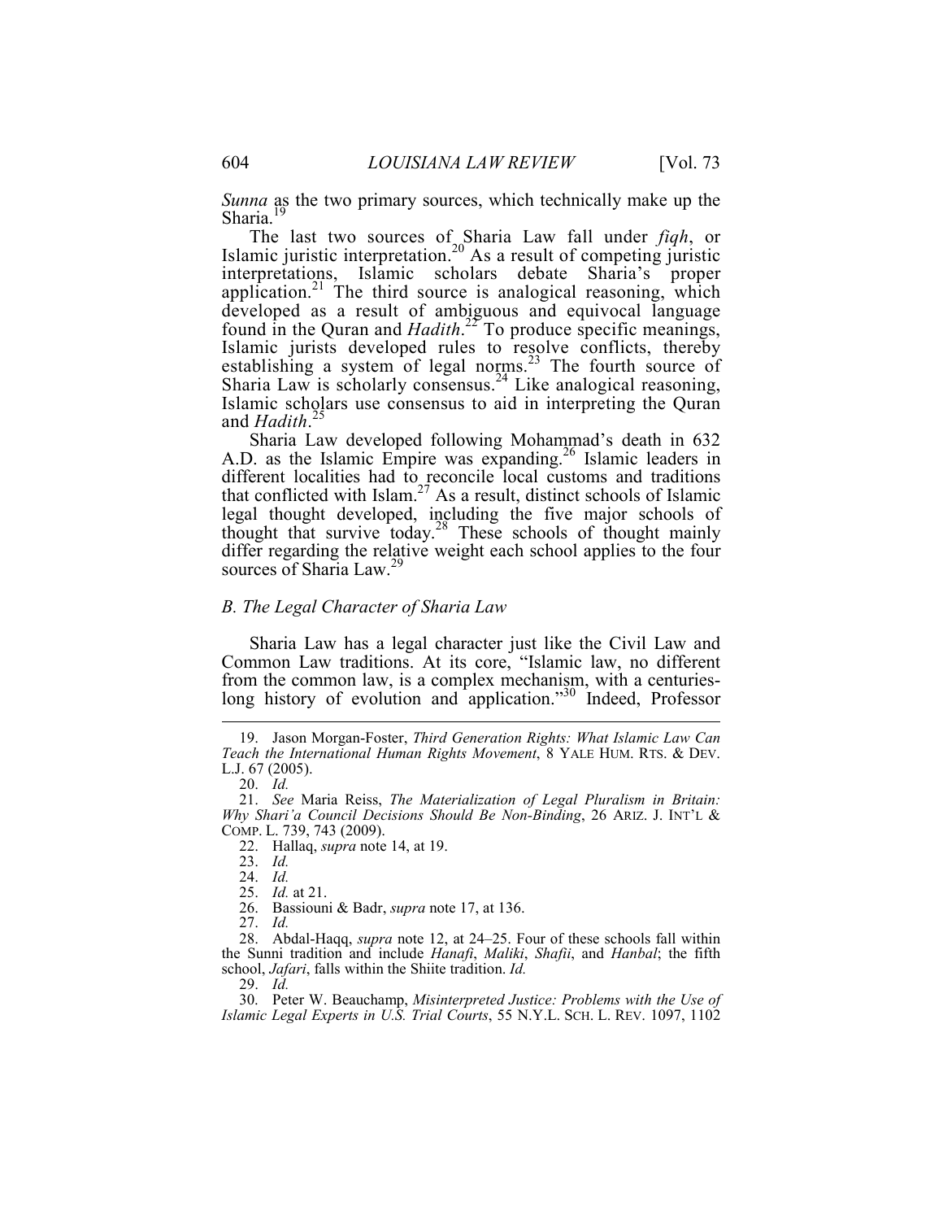*Sunna* as the two primary sources, which technically make up the Sharia.[19]

The last two sources of Sharia Law fall under *fiqh*, or Islamic juristic interpretation.[20] As a result of competing juristic interpretations, Islamic scholars debate Sharia's proper application.[21] The third source is analogical reasoning, which developed as a result of ambiguous and equivocal language found in the Quran and *Hadith*.[22] To produce specific meanings, Islamic jurists developed rules to resolve conflicts, thereby establishing a system of legal norms.[23] The fourth source of Sharia Law is scholarly consensus.[24] Like analogical reasoning, Islamic scholars use consensus to aid in interpreting the Quran and *Hadith*.[25]

Sharia Law developed following Mohammad's death in 632 A.D. as the Islamic Empire was expanding.[26] Islamic leaders in different localities had to reconcile local customs and traditions that conflicted with Islam.[27] As a result, distinct schools of Islamic legal thought developed, including the five major schools of thought that survive today.[28] These schools of thought mainly differ regarding the relative weight each school applies to the four sources of Sharia Law.[29]

### *B. The Legal Character of Sharia Law*

Sharia Law has a legal character just like the Civil Law and Common Law traditions. At its core, "Islamic law, no different from the common law, is a complex mechanism, with a centuries-long history of evolution and application."[30] Indeed, Professor

---

19. Jason Morgan-Foster, *Third Generation Rights: What Islamic Law Can Teach the International Human Rights Movement*, 8 YALE HUM. RTS. & DEV. L.J. 67 (2005).

20. *Id.*

21. *See* Maria Reiss, *The Materialization of Legal Pluralism in Britain: Why Shari'a Council Decisions Should Be Non-Binding*, 26 ARIZ. J. INT'L & COMP. L. 739, 743 (2009).

22. Hallaq, *supra* note 14, at 19.

23. *Id.*

24. *Id.*

25. *Id.* at 21.

26. Bassiouni & Badr, *supra* note 17, at 136.

27. *Id.*

28. Abdal-Haqq, *supra* note 12, at 24–25. Four of these schools fall within the Sunni tradition and include *Hanafi*, *Maliki*, *Shafii*, and *Hanbal*; the fifth school, *Jafari*, falls within the Shiite tradition. *Id.*

29. *Id.*

30. Peter W. Beauchamp, *Misinterpreted Justice: Problems with the Use of Islamic Legal Experts in U.S. Trial Courts*, 55 N.Y.L. SCH. L. REV. 1097, 1102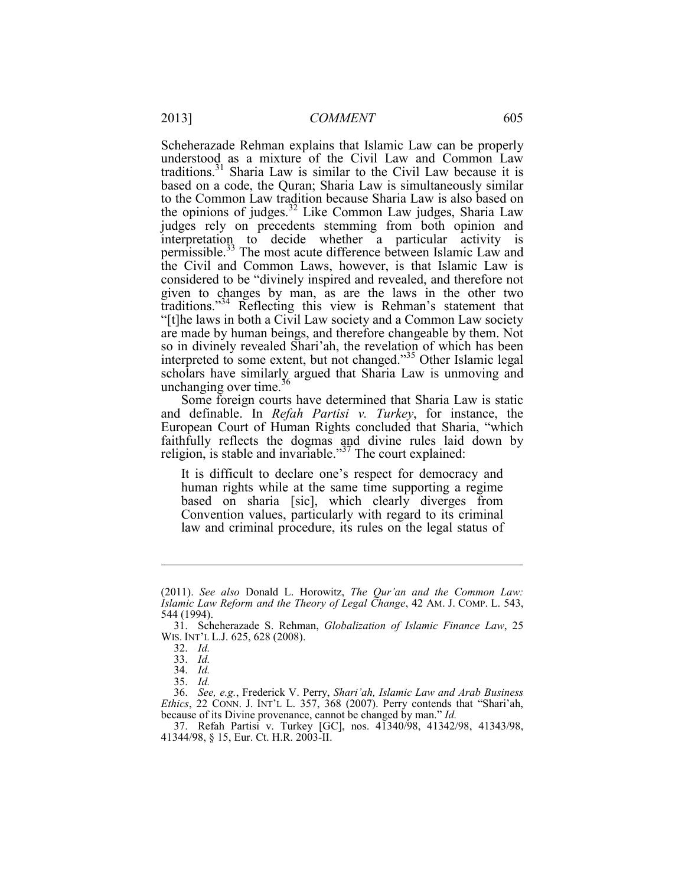Scheherazade Rehman explains that Islamic Law can be properly understood as a mixture of the Civil Law and Common Law traditions.[31] Sharia Law is similar to the Civil Law because it is based on a code, the Quran; Sharia Law is simultaneously similar to the Common Law tradition because Sharia Law is also based on the opinions of judges.[32] Like Common Law judges, Sharia Law judges rely on precedents stemming from both opinion and interpretation to decide whether a particular activity is permissible.[33] The most acute difference between Islamic Law and the Civil and Common Laws, however, is that Islamic Law is considered to be "divinely inspired and revealed, and therefore not given to changes by man, as are the laws in the other two traditions."[34] Reflecting this view is Rehman's statement that "[t]he laws in both a Civil Law society and a Common Law society are made by human beings, and therefore changeable by them. Not so in divinely revealed Shari'ah, the revelation of which has been interpreted to some extent, but not changed."[35] Other Islamic legal scholars have similarly argued that Sharia Law is unmoving and unchanging over time.[36]

Some foreign courts have determined that Sharia Law is static and definable. In *Refah Partisi v. Turkey*, for instance, the European Court of Human Rights concluded that Sharia, "which faithfully reflects the dogmas and divine rules laid down by religion, is stable and invariable."[37] The court explained:

> It is difficult to declare one's respect for democracy and human rights while at the same time supporting a regime based on sharia [sic], which clearly diverges from Convention values, particularly with regard to its criminal law and criminal procedure, its rules on the legal status of

---

(2011). *See also* Donald L. Horowitz, *The Qur'an and the Common Law: Islamic Law Reform and the Theory of Legal Change*, 42 AM. J. COMP. L. 543, 544 (1994).

31. Scheherazade S. Rehman, *Globalization of Islamic Finance Law*, 25 WIS. INT'L L.J. 625, 628 (2008).

32. *Id.*

33. *Id.*

34. *Id.*

35. *Id.*

36. *See, e.g.*, Frederick V. Perry, *Shari'ah, Islamic Law and Arab Business Ethics*, 22 CONN. J. INT'L L. 357, 368 (2007). Perry contends that "Shari'ah, because of its Divine provenance, cannot be changed by man." *Id.*

37. Refah Partisi v. Turkey [GC], nos. 41340/98, 41342/98, 41343/98, 41344/98, § 15, Eur. Ct. H.R. 2003-II.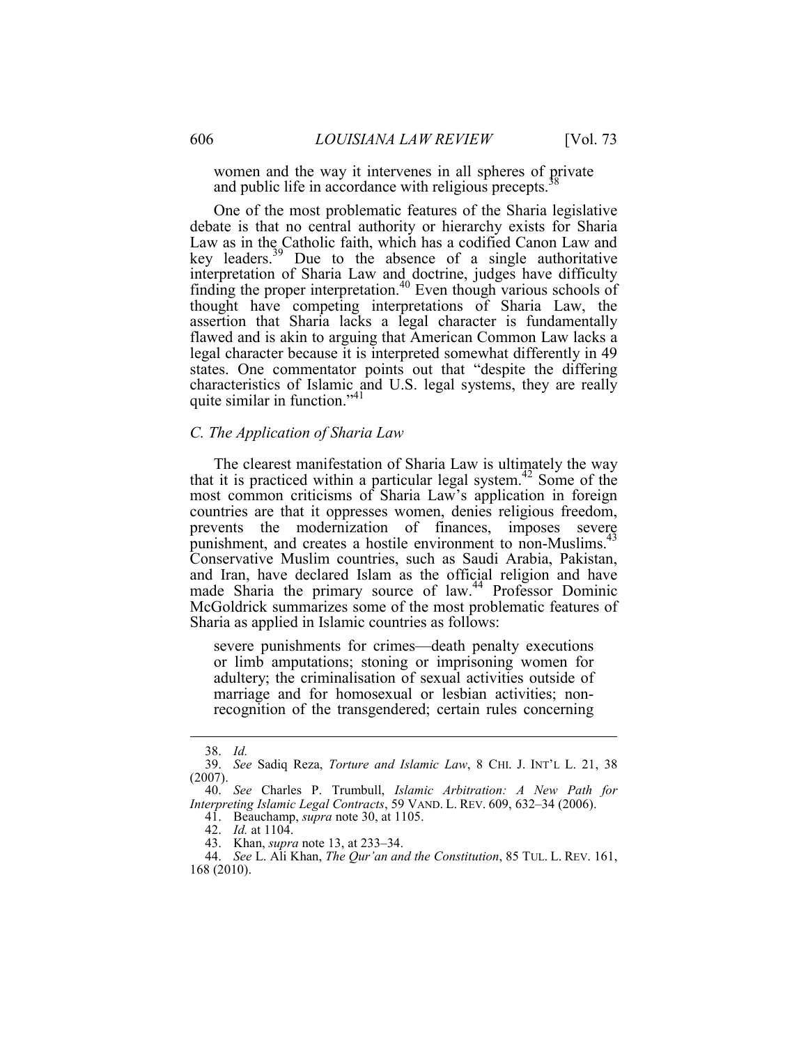> women and the way it intervenes in all spheres of private and public life in accordance with religious precepts.[38]

One of the most problematic features of the Sharia legislative debate is that no central authority or hierarchy exists for Sharia Law as in the Catholic faith, which has a codified Canon Law and key leaders.[39] Due to the absence of a single authoritative interpretation of Sharia Law and doctrine, judges have difficulty finding the proper interpretation.[40] Even though various schools of thought have competing interpretations of Sharia Law, the assertion that Sharia lacks a legal character is fundamentally flawed and is akin to arguing that American Common Law lacks a legal character because it is interpreted somewhat differently in 49 states. One commentator points out that "despite the differing characteristics of Islamic and U.S. legal systems, they are really quite similar in function."[41]

### *C. The Application of Sharia Law*

The clearest manifestation of Sharia Law is ultimately the way that it is practiced within a particular legal system.[42] Some of the most common criticisms of Sharia Law's application in foreign countries are that it oppresses women, denies religious freedom, prevents the modernization of finances, imposes severe punishment, and creates a hostile environment to non-Muslims.[43] Conservative Muslim countries, such as Saudi Arabia, Pakistan, and Iran, have declared Islam as the official religion and have made Sharia the primary source of law.[44] Professor Dominic McGoldrick summarizes some of the most problematic features of Sharia as applied in Islamic countries as follows:

> severe punishments for crimes—death penalty executions or limb amputations; stoning or imprisoning women for adultery; the criminalisation of sexual activities outside of marriage and for homosexual or lesbian activities; non-recognition of the transgendered; certain rules concerning

---

38. *Id.*

39. *See* Sadiq Reza, *Torture and Islamic Law*, 8 CHI. J. INT'L L. 21, 38 (2007).

40. *See* Charles P. Trumbull, *Islamic Arbitration: A New Path for Interpreting Islamic Legal Contracts*, 59 VAND. L. REV. 609, 632–34 (2006).

41. Beauchamp, *supra* note 30, at 1105.

42. *Id.* at 1104.

43. Khan, *supra* note 13, at 233–34.

44. *See* L. Ali Khan, *The Qur'an and the Constitution*, 85 TUL. L. REV. 161, 168 (2010).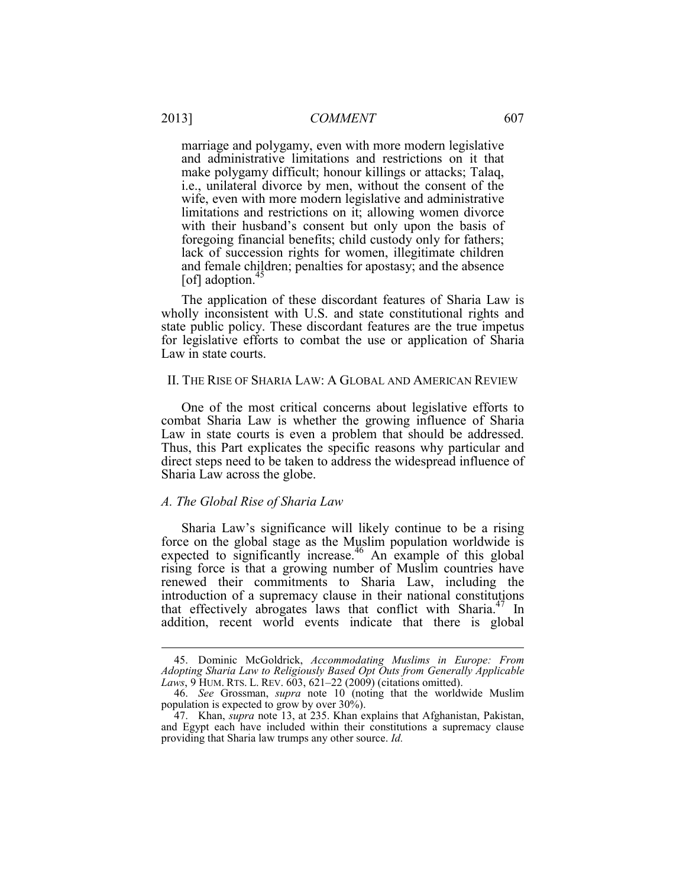> marriage and polygamy, even with more modern legislative and administrative limitations and restrictions on it that make polygamy difficult; honour killings or attacks; Talaq, i.e., unilateral divorce by men, without the consent of the wife, even with more modern legislative and administrative limitations and restrictions on it; allowing women divorce with their husband's consent but only upon the basis of foregoing financial benefits; child custody only for fathers; lack of succession rights for women, illegitimate children and female children; penalties for apostasy; and the absence [of] adoption.[45]

The application of these discordant features of Sharia Law is wholly inconsistent with U.S. and state constitutional rights and state public policy. These discordant features are the true impetus for legislative efforts to combat the use or application of Sharia Law in state courts.

## II. The Rise of Sharia Law: A Global and American Review

One of the most critical concerns about legislative efforts to combat Sharia Law is whether the growing influence of Sharia Law in state courts is even a problem that should be addressed. Thus, this Part explicates the specific reasons why particular and direct steps need to be taken to address the widespread influence of Sharia Law across the globe.

### *A. The Global Rise of Sharia Law*

Sharia Law's significance will likely continue to be a rising force on the global stage as the Muslim population worldwide is expected to significantly increase.[46] An example of this global rising force is that a growing number of Muslim countries have renewed their commitments to Sharia Law, including the introduction of a supremacy clause in their national constitutions that effectively abrogates laws that conflict with Sharia.[47] In addition, recent world events indicate that there is global

---

45. Dominic McGoldrick, *Accommodating Muslims in Europe: From Adopting Sharia Law to Religiously Based Opt Outs from Generally Applicable Laws*, 9 HUM. RTS. L. REV. 603, 621–22 (2009) (citations omitted).

46. *See* Grossman, *supra* note 10 (noting that the worldwide Muslim population is expected to grow by over 30%).

47. Khan, *supra* note 13, at 235. Khan explains that Afghanistan, Pakistan, and Egypt each have included within their constitutions a supremacy clause providing that Sharia law trumps any other source. *Id.*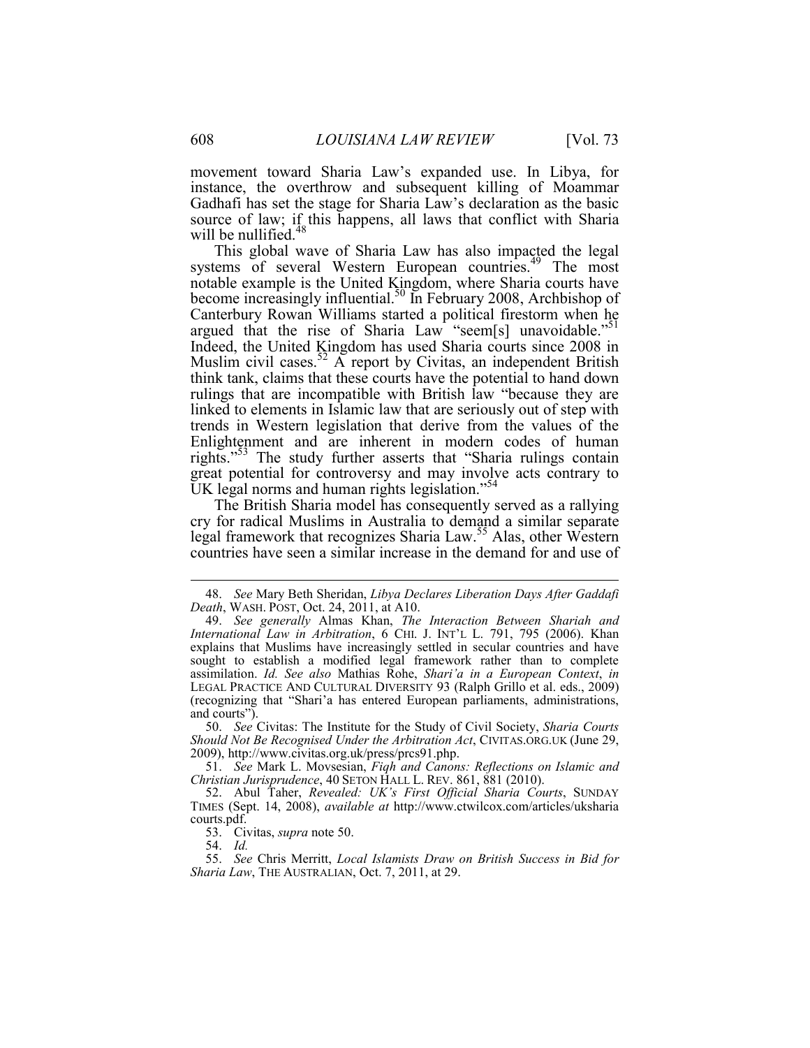movement toward Sharia Law's expanded use. In Libya, for instance, the overthrow and subsequent killing of Moammar Gadhafi has set the stage for Sharia Law's declaration as the basic source of law; if this happens, all laws that conflict with Sharia will be nullified.[48]

This global wave of Sharia Law has also impacted the legal systems of several Western European countries.[49] The most notable example is the United Kingdom, where Sharia courts have become increasingly influential.[50] In February 2008, Archbishop of Canterbury Rowan Williams started a political firestorm when he argued that the rise of Sharia Law "seem[s] unavoidable."[51] Indeed, the United Kingdom has used Sharia courts since 2008 in Muslim civil cases.[52] A report by Civitas, an independent British think tank, claims that these courts have the potential to hand down rulings that are incompatible with British law "because they are linked to elements in Islamic law that are seriously out of step with trends in Western legislation that derive from the values of the Enlightenment and are inherent in modern codes of human rights."[53] The study further asserts that "Sharia rulings contain great potential for controversy and may involve acts contrary to UK legal norms and human rights legislation."[54]

The British Sharia model has consequently served as a rallying cry for radical Muslims in Australia to demand a similar separate legal framework that recognizes Sharia Law.[55] Alas, other Western countries have seen a similar increase in the demand for and use of

---

48. *See* Mary Beth Sheridan, *Libya Declares Liberation Days After Gaddafi Death*, WASH. POST, Oct. 24, 2011, at A10.

49. *See generally* Almas Khan, *The Interaction Between Shariah and International Law in Arbitration*, 6 CHI. J. INT'L L. 791, 795 (2006). Khan explains that Muslims have increasingly settled in secular countries and have sought to establish a modified legal framework rather than to complete assimilation. *Id. See also* Mathias Rohe, *Shari'a in a European Context*, *in* LEGAL PRACTICE AND CULTURAL DIVERSITY 93 (Ralph Grillo et al. eds., 2009) (recognizing that "Shari'a has entered European parliaments, administrations, and courts").

50. *See* Civitas: The Institute for the Study of Civil Society, *Sharia Courts Should Not Be Recognised Under the Arbitration Act*, CIVITAS.ORG.UK (June 29, 2009), http://www.civitas.org.uk/press/prcs91.php.

51. *See* Mark L. Movsesian, *Fiqh and Canons: Reflections on Islamic and Christian Jurisprudence*, 40 SETON HALL L. REV. 861, 881 (2010).

52. Abul Taher, *Revealed: UK's First Official Sharia Courts*, SUNDAY TIMES (Sept. 14, 2008), *available at* http://www.ctwilcox.com/articles/uksharia courts.pdf.

53. Civitas, *supra* note 50.

54. *Id.*

55. *See* Chris Merritt, *Local Islamists Draw on British Success in Bid for Sharia Law*, THE AUSTRALIAN, Oct. 7, 2011, at 29.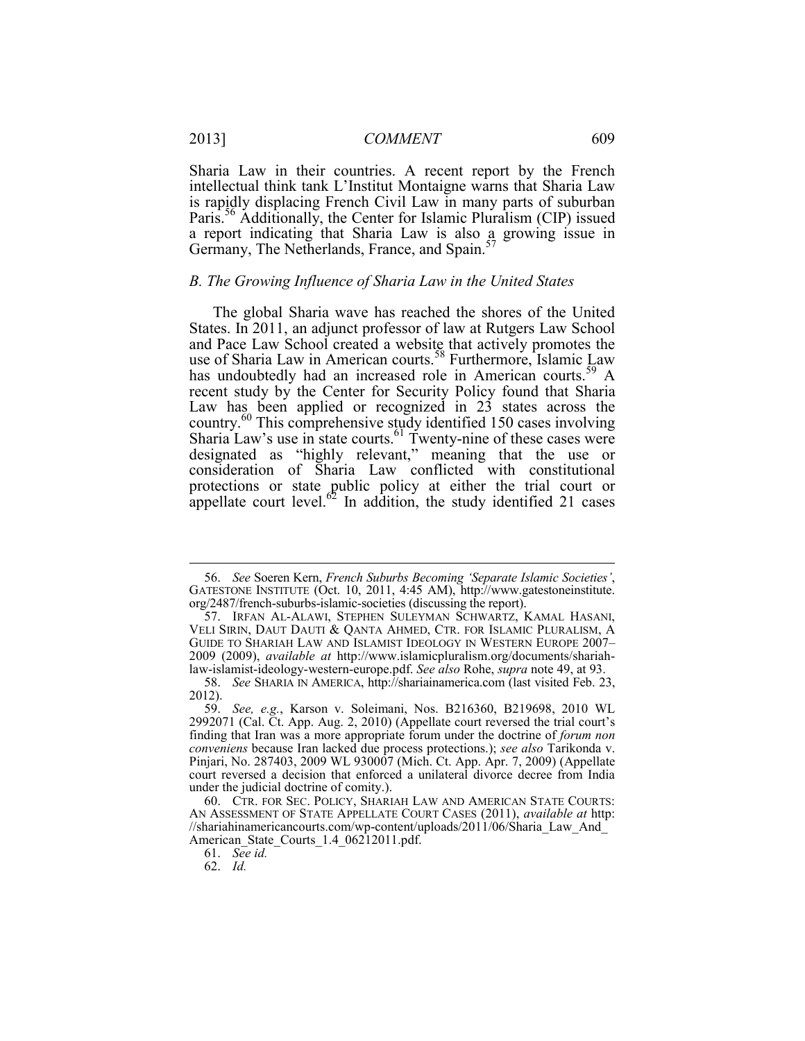Sharia Law in their countries. A recent report by the French intellectual think tank L'Institut Montaigne warns that Sharia Law is rapidly displacing French Civil Law in many parts of suburban Paris.[56] Additionally, the Center for Islamic Pluralism (CIP) issued a report indicating that Sharia Law is also a growing issue in Germany, The Netherlands, France, and Spain.[57]

### *B. The Growing Influence of Sharia Law in the United States*

The global Sharia wave has reached the shores of the United States. In 2011, an adjunct professor of law at Rutgers Law School and Pace Law School created a website that actively promotes the use of Sharia Law in American courts.[58] Furthermore, Islamic Law has undoubtedly had an increased role in American courts.[59] A recent study by the Center for Security Policy found that Sharia Law has been applied or recognized in 23 states across the country.[60] This comprehensive study identified 150 cases involving Sharia Law's use in state courts.[61] Twenty-nine of these cases were designated as "highly relevant," meaning that the use or consideration of Sharia Law conflicted with constitutional protections or state public policy at either the trial court or appellate court level.[62] In addition, the study identified 21 cases

---

56. *See* Soeren Kern, *French Suburbs Becoming 'Separate Islamic Societies'*, GATESTONE INSTITUTE (Oct. 10, 2011, 4:45 AM), http://www.gatestoneinstitute.org/2487/french-suburbs-islamic-societies (discussing the report).

57. IRFAN AL-ALAWI, STEPHEN SULEYMAN SCHWARTZ, KAMAL HASANI, VELI SIRIN, DAUT DAUTI & QANTA AHMED, CTR. FOR ISLAMIC PLURALISM, A GUIDE TO SHARIAH LAW AND ISLAMIST IDEOLOGY IN WESTERN EUROPE 2007–2009 (2009), *available at* http://www.islamicpluralism.org/documents/shariah-law-islamist-ideology-western-europe.pdf. *See also* Rohe, *supra* note 49, at 93.

58. *See* SHARIA IN AMERICA, http://shariainamerica.com (last visited Feb. 23, 2012).

59. *See, e.g.*, Karson v. Soleimani, Nos. B216360, B219698, 2010 WL 2992071 (Cal. Ct. App. Aug. 2, 2010) (Appellate court reversed the trial court's finding that Iran was a more appropriate forum under the doctrine of *forum non conveniens* because Iran lacked due process protections.); *see also* Tarikonda v. Pinjari, No. 287403, 2009 WL 930007 (Mich. Ct. App. Apr. 7, 2009) (Appellate court reversed a decision that enforced a unilateral divorce decree from India under the judicial doctrine of comity.).

60. CTR. FOR SEC. POLICY, SHARIAH LAW AND AMERICAN STATE COURTS: AN ASSESSMENT OF STATE APPELLATE COURT CASES (2011), *available at* http://shariahinamericancourts.com/wp-content/uploads/2011/06/Sharia_Law_And_American_State_Courts_1.4_06212011.pdf.

61. *See id.*

62. *Id.*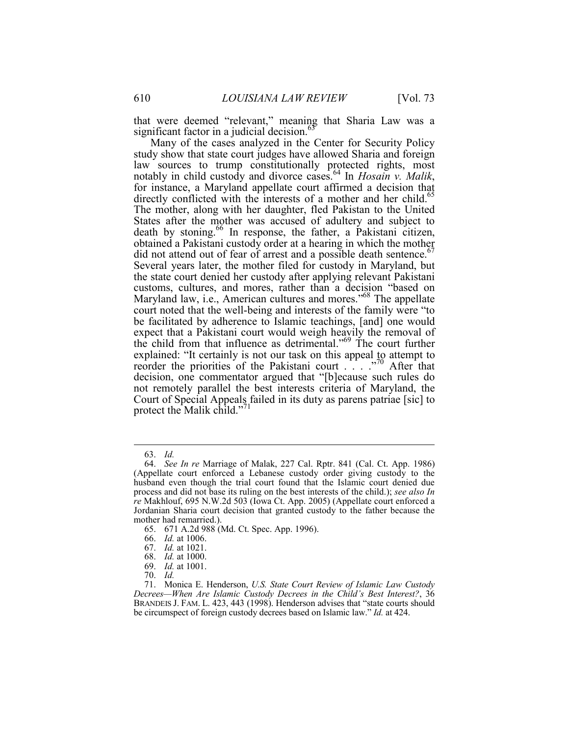that were deemed "relevant," meaning that Sharia Law was a significant factor in a judicial decision.[63]

Many of the cases analyzed in the Center for Security Policy study show that state court judges have allowed Sharia and foreign law sources to trump constitutionally protected rights, most notably in child custody and divorce cases.[64] In *Hosain v. Malik*, for instance, a Maryland appellate court affirmed a decision that directly conflicted with the interests of a mother and her child.[65] The mother, along with her daughter, fled Pakistan to the United States after the mother was accused of adultery and subject to death by stoning.[66] In response, the father, a Pakistani citizen, obtained a Pakistani custody order at a hearing in which the mother did not attend out of fear of arrest and a possible death sentence.[67] Several years later, the mother filed for custody in Maryland, but the state court denied her custody after applying relevant Pakistani customs, cultures, and mores, rather than a decision "based on Maryland law, i.e., American cultures and mores."[68] The appellate court noted that the well-being and interests of the family were "to be facilitated by adherence to Islamic teachings, [and] one would expect that a Pakistani court would weigh heavily the removal of the child from that influence as detrimental."[69] The court further explained: "It certainly is not our task on this appeal to attempt to reorder the priorities of the Pakistani court . . . ."[70] After that decision, one commentator argued that "[b]ecause such rules do not remotely parallel the best interests criteria of Maryland, the Court of Special Appeals failed in its duty as parens patriae [sic] to protect the Malik child."[71]

---

63. *Id.*

64. *See In re* Marriage of Malak, 227 Cal. Rptr. 841 (Cal. Ct. App. 1986) (Appellate court enforced a Lebanese custody order giving custody to the husband even though the trial court found that the Islamic court denied due process and did not base its ruling on the best interests of the child.); *see also In re* Makhlouf, 695 N.W.2d 503 (Iowa Ct. App. 2005) (Appellate court enforced a Jordanian Sharia court decision that granted custody to the father because the mother had remarried.).

65. 671 A.2d 988 (Md. Ct. Spec. App. 1996).

66. *Id.* at 1006.

67. *Id.* at 1021.

68. *Id.* at 1000.

69. *Id.* at 1001.

70. *Id.*

71. Monica E. Henderson, *U.S. State Court Review of Islamic Law Custody Decrees—When Are Islamic Custody Decrees in the Child's Best Interest?*, 36 BRANDEIS J. FAM. L. 423, 443 (1998). Henderson advises that "state courts should be circumspect of foreign custody decrees based on Islamic law." *Id.* at 424.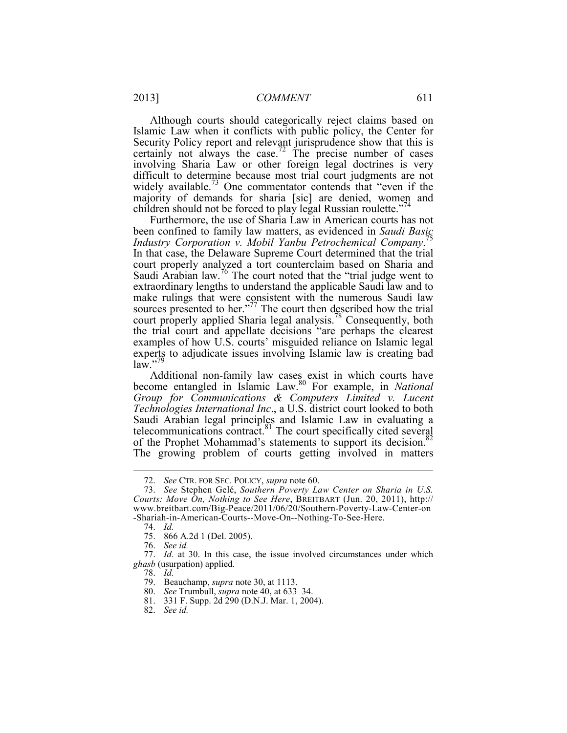Although courts should categorically reject claims based on Islamic Law when it conflicts with public policy, the Center for Security Policy report and relevant jurisprudence show that this is certainly not always the case.[72] The precise number of cases involving Sharia Law or other foreign legal doctrines is very difficult to determine because most trial court judgments are not widely available.[73] One commentator contends that "even if the majority of demands for sharia [sic] are denied, women and children should not be forced to play legal Russian roulette."[74]

Furthermore, the use of Sharia Law in American courts has not been confined to family law matters, as evidenced in *Saudi Basic Industry Corporation v. Mobil Yanbu Petrochemical Company*.[75] In that case, the Delaware Supreme Court determined that the trial court properly analyzed a tort counterclaim based on Sharia and Saudi Arabian law.[76] The court noted that the "trial judge went to extraordinary lengths to understand the applicable Saudi law and to make rulings that were consistent with the numerous Saudi law sources presented to her."[77] The court then described how the trial court properly applied Sharia legal analysis.[78] Consequently, both the trial court and appellate decisions "are perhaps the clearest examples of how U.S. courts' misguided reliance on Islamic legal experts to adjudicate issues involving Islamic law is creating bad law."[79]

Additional non-family law cases exist in which courts have become entangled in Islamic Law.[80] For example, in *National Group for Communications & Computers Limited v. Lucent Technologies International Inc*., a U.S. district court looked to both Saudi Arabian legal principles and Islamic Law in evaluating a telecommunications contract.[81] The court specifically cited several of the Prophet Mohammad's statements to support its decision.[82] The growing problem of courts getting involved in matters

---

72. *See* CTR. FOR SEC. POLICY, *supra* note 60.

73. *See* Stephen Gelé, *Southern Poverty Law Center on Sharia in U.S. Courts: Move On, Nothing to See Here*, BREITBART (Jun. 20, 2011), http://www.breitbart.com/Big-Peace/2011/06/20/Southern-Poverty-Law-Center-on-Shariah-in-American-Courts--Move-On--Nothing-To-See-Here.

74. *Id.*

75. 866 A.2d 1 (Del. 2005).

76. *See id.*

77. *Id.* at 30. In this case, the issue involved circumstances under which *ghasb* (usurpation) applied.

78. *Id.*

79. Beauchamp, *supra* note 30, at 1113.

80. *See* Trumbull, *supra* note 40, at 633–34.

81. 331 F. Supp. 2d 290 (D.N.J. Mar. 1, 2004).

82. *See id.*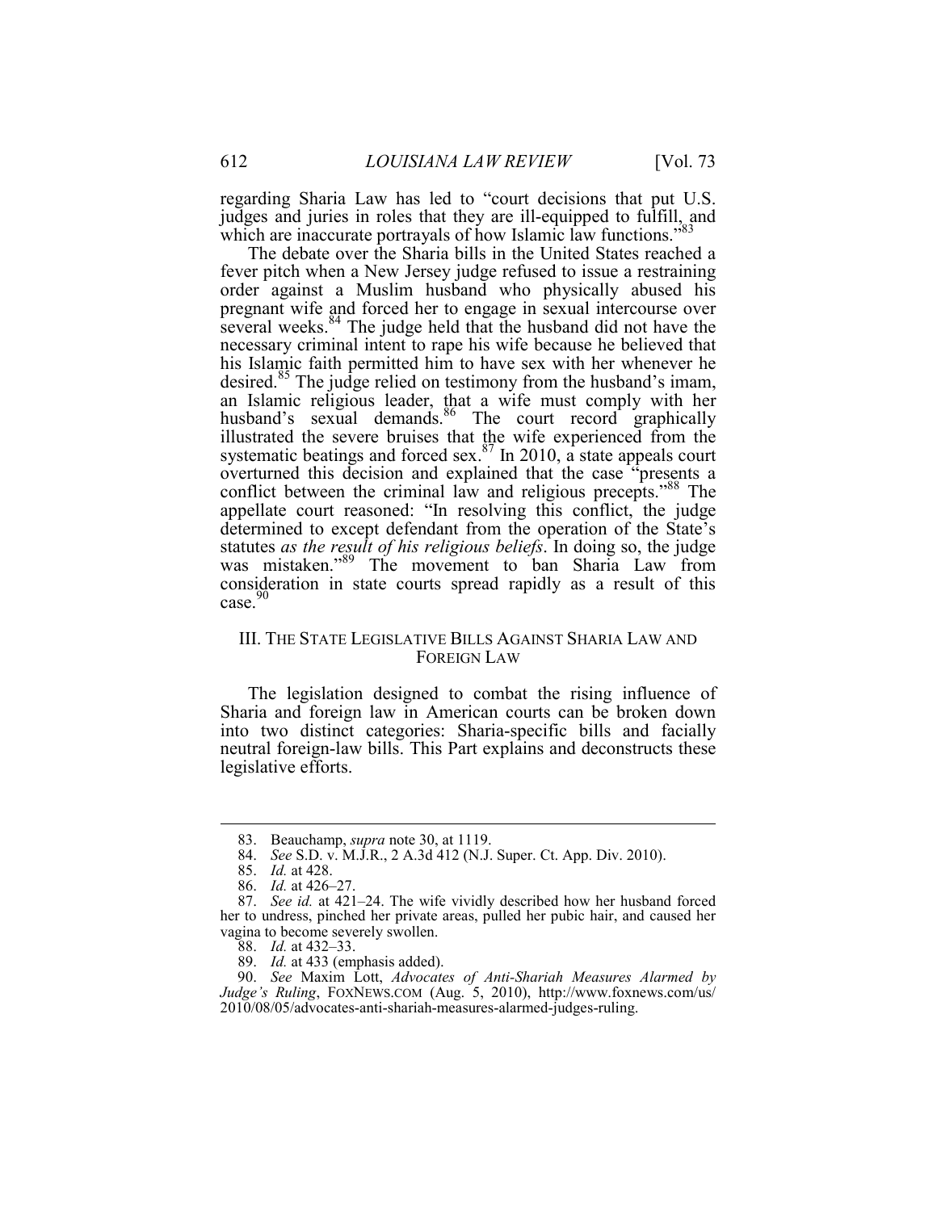regarding Sharia Law has led to "court decisions that put U.S. judges and juries in roles that they are ill-equipped to fulfill, and which are inaccurate portrayals of how Islamic law functions."[83]

The debate over the Sharia bills in the United States reached a fever pitch when a New Jersey judge refused to issue a restraining order against a Muslim husband who physically abused his pregnant wife and forced her to engage in sexual intercourse over several weeks.[84] The judge held that the husband did not have the necessary criminal intent to rape his wife because he believed that his Islamic faith permitted him to have sex with her whenever he desired.[85] The judge relied on testimony from the husband's imam, an Islamic religious leader, that a wife must comply with her husband's sexual demands.[86] The court record graphically illustrated the severe bruises that the wife experienced from the systematic beatings and forced sex.[87] In 2010, a state appeals court overturned this decision and explained that the case "presents a conflict between the criminal law and religious precepts."[88] The appellate court reasoned: "In resolving this conflict, the judge determined to except defendant from the operation of the State's statutes *as the result of his religious beliefs*. In doing so, the judge was mistaken."[89] The movement to ban Sharia Law from consideration in state courts spread rapidly as a result of this case.[90]

## III. THE STATE LEGISLATIVE BILLS AGAINST SHARIA LAW AND FOREIGN LAW

The legislation designed to combat the rising influence of Sharia and foreign law in American courts can be broken down into two distinct categories: Sharia-specific bills and facially neutral foreign-law bills. This Part explains and deconstructs these legislative efforts.

---

83. Beauchamp, *supra* note 30, at 1119.

84. *See* S.D. v. M.J.R., 2 A.3d 412 (N.J. Super. Ct. App. Div. 2010).

85. *Id.* at 428.

86. *Id.* at 426–27.

87. *See id.* at 421–24. The wife vividly described how her husband forced her to undress, pinched her private areas, pulled her pubic hair, and caused her vagina to become severely swollen.

88. *Id.* at 432–33.

89. *Id.* at 433 (emphasis added).

90. *See* Maxim Lott, *Advocates of Anti-Shariah Measures Alarmed by Judge's Ruling*, FOXNEWS.COM (Aug. 5, 2010), http://www.foxnews.com/us/2010/08/05/advocates-anti-shariah-measures-alarmed-judges-ruling.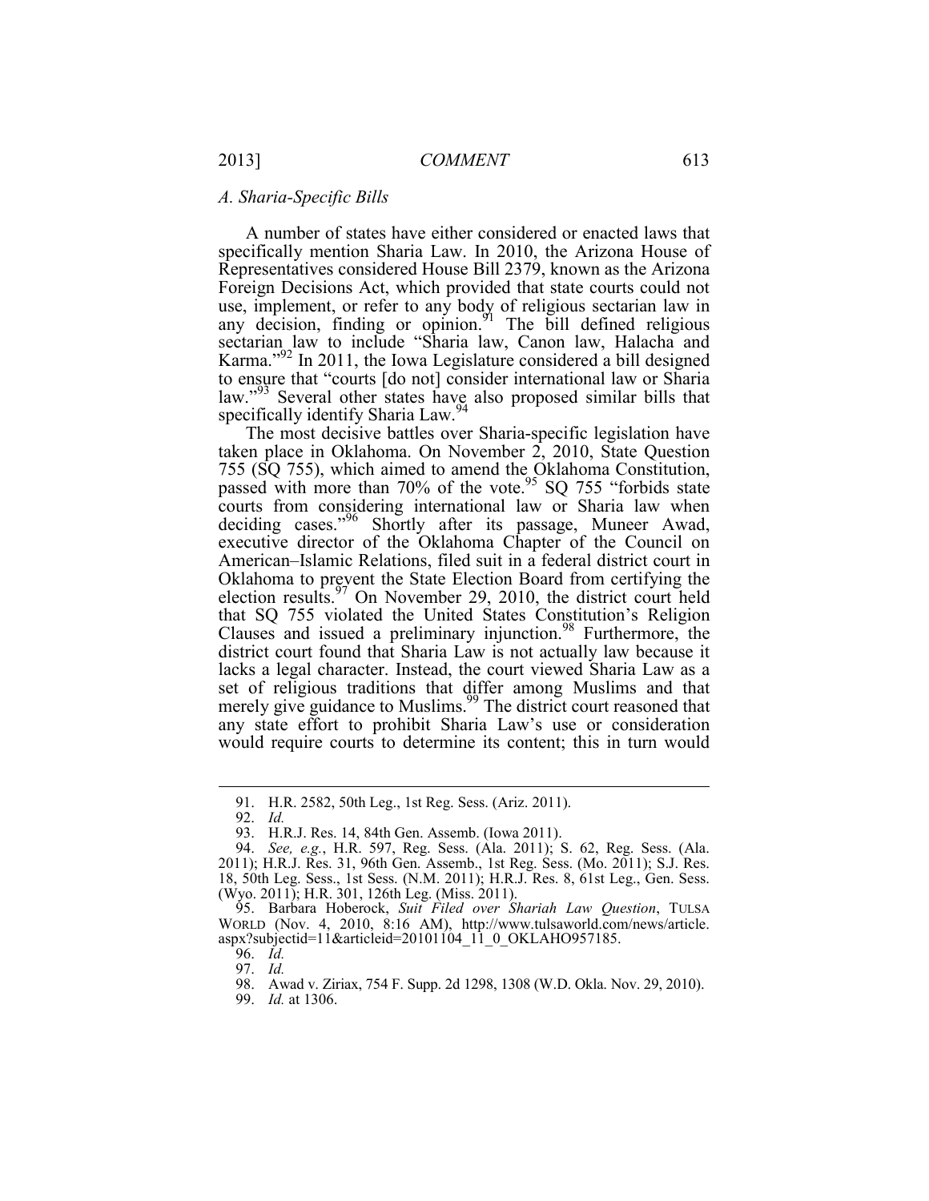### *A. Sharia-Specific Bills*

A number of states have either considered or enacted laws that specifically mention Sharia Law. In 2010, the Arizona House of Representatives considered House Bill 2379, known as the Arizona Foreign Decisions Act, which provided that state courts could not use, implement, or refer to any body of religious sectarian law in any decision, finding or opinion.[91] The bill defined religious sectarian law to include "Sharia law, Canon law, Halacha and Karma."[92] In 2011, the Iowa Legislature considered a bill designed to ensure that "courts [do not] consider international law or Sharia law."[93] Several other states have also proposed similar bills that specifically identify Sharia Law.[94]

The most decisive battles over Sharia-specific legislation have taken place in Oklahoma. On November 2, 2010, State Question 755 (SQ 755), which aimed to amend the Oklahoma Constitution, passed with more than 70% of the vote.[95] SQ 755 "forbids state courts from considering international law or Sharia law when deciding cases."[96] Shortly after its passage, Muneer Awad, executive director of the Oklahoma Chapter of the Council on American–Islamic Relations, filed suit in a federal district court in Oklahoma to prevent the State Election Board from certifying the election results.[97] On November 29, 2010, the district court held that SQ 755 violated the United States Constitution's Religion Clauses and issued a preliminary injunction.[98] Furthermore, the district court found that Sharia Law is not actually law because it lacks a legal character. Instead, the court viewed Sharia Law as a set of religious traditions that differ among Muslims and that merely give guidance to Muslims.[99] The district court reasoned that any state effort to prohibit Sharia Law's use or consideration would require courts to determine its content; this in turn would

---

91. H.R. 2582, 50th Leg., 1st Reg. Sess. (Ariz. 2011).

92. *Id.*

93. H.R.J. Res. 14, 84th Gen. Assemb. (Iowa 2011).

94. *See, e.g.*, H.R. 597, Reg. Sess. (Ala. 2011); S. 62, Reg. Sess. (Ala. 2011); H.R.J. Res. 31, 96th Gen. Assemb., 1st Reg. Sess. (Mo. 2011); S.J. Res. 18, 50th Leg. Sess., 1st Sess. (N.M. 2011); H.R.J. Res. 8, 61st Leg., Gen. Sess. (Wyo. 2011); H.R. 301, 126th Leg. (Miss. 2011).

95. Barbara Hoberock, *Suit Filed over Shariah Law Question*, TULSA WORLD (Nov. 4, 2010, 8:16 AM), http://www.tulsaworld.com/news/article.aspx?subjectid=11&articleid=20101104_11_0_OKLAHO957185.

96. *Id.*

97. *Id.*

98. Awad v. Ziriax, 754 F. Supp. 2d 1298, 1308 (W.D. Okla. Nov. 29, 2010).

99. *Id.* at 1306.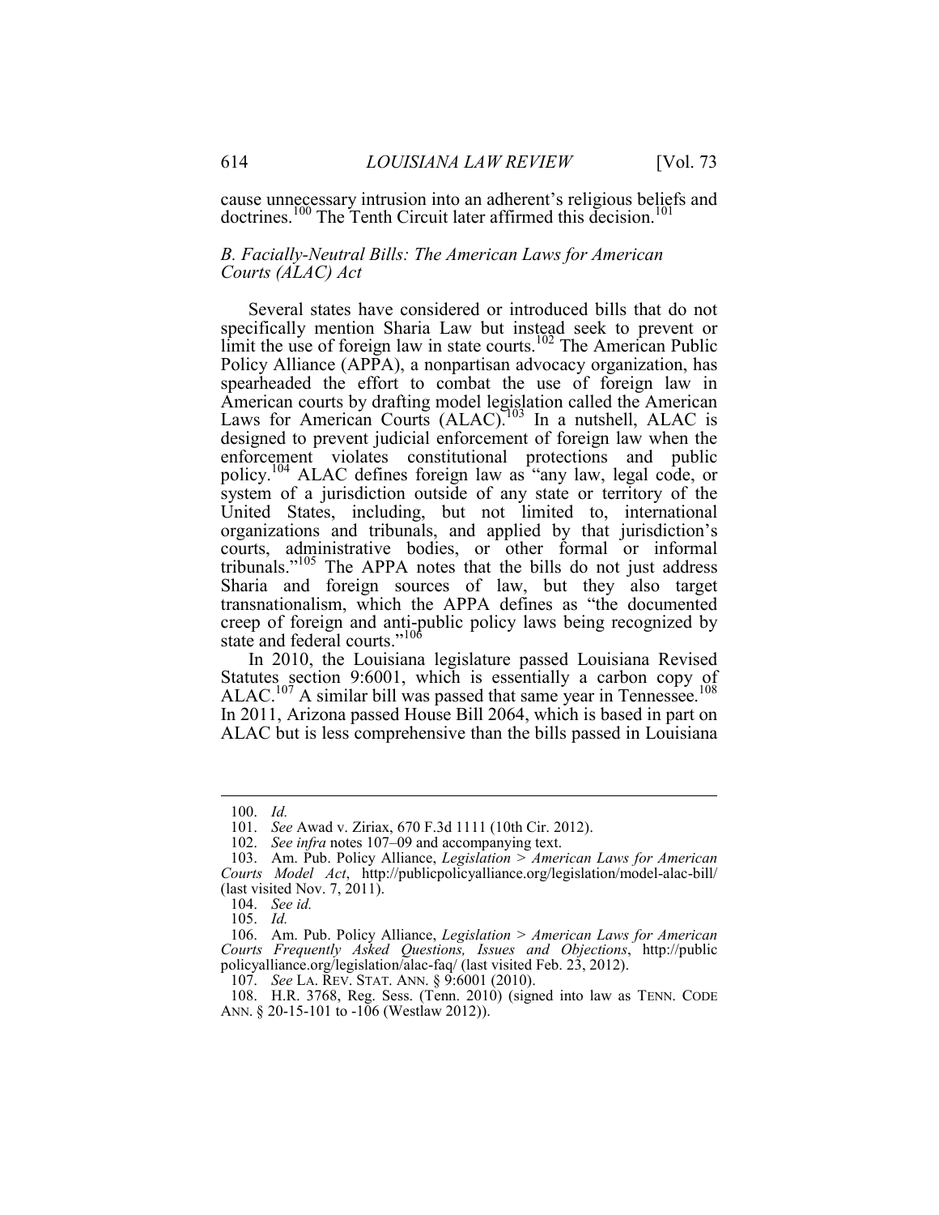cause unnecessary intrusion into an adherent's religious beliefs and doctrines.[100] The Tenth Circuit later affirmed this decision.[101]

### *B. Facially-Neutral Bills: The American Laws for American Courts (ALAC) Act*

Several states have considered or introduced bills that do not specifically mention Sharia Law but instead seek to prevent or limit the use of foreign law in state courts.[102] The American Public Policy Alliance (APPA), a nonpartisan advocacy organization, has spearheaded the effort to combat the use of foreign law in American courts by drafting model legislation called the American Laws for American Courts (ALAC).[103] In a nutshell, ALAC is designed to prevent judicial enforcement of foreign law when the enforcement violates constitutional protections and public policy.[104] ALAC defines foreign law as "any law, legal code, or system of a jurisdiction outside of any state or territory of the United States, including, but not limited to, international organizations and tribunals, and applied by that jurisdiction's courts, administrative bodies, or other formal or informal tribunals."[105] The APPA notes that the bills do not just address Sharia and foreign sources of law, but they also target transnationalism, which the APPA defines as "the documented creep of foreign and anti-public policy laws being recognized by state and federal courts."[106]

In 2010, the Louisiana legislature passed Louisiana Revised Statutes section 9:6001, which is essentially a carbon copy of ALAC.[107] A similar bill was passed that same year in Tennessee.[108] In 2011, Arizona passed House Bill 2064, which is based in part on ALAC but is less comprehensive than the bills passed in Louisiana

---

100. *Id.*

101. *See* Awad v. Ziriax, 670 F.3d 1111 (10th Cir. 2012).

102. *See infra* notes 107–09 and accompanying text.

103. Am. Pub. Policy Alliance, *Legislation > American Laws for American Courts Model Act*, http://publicpolicyalliance.org/legislation/model-alac-bill/ (last visited Nov. 7, 2011).

104. *See id.*

105. *Id.*

106. Am. Pub. Policy Alliance, *Legislation > American Laws for American Courts Frequently Asked Questions, Issues and Objections*, http://publicpolicyalliance.org/legislation/alac-faq/ (last visited Feb. 23, 2012).

107. *See* LA. REV. STAT. ANN. § 9:6001 (2010).

108. H.R. 3768, Reg. Sess. (Tenn. 2010) (signed into law as TENN. CODE ANN. § 20-15-101 to -106 (Westlaw 2012)).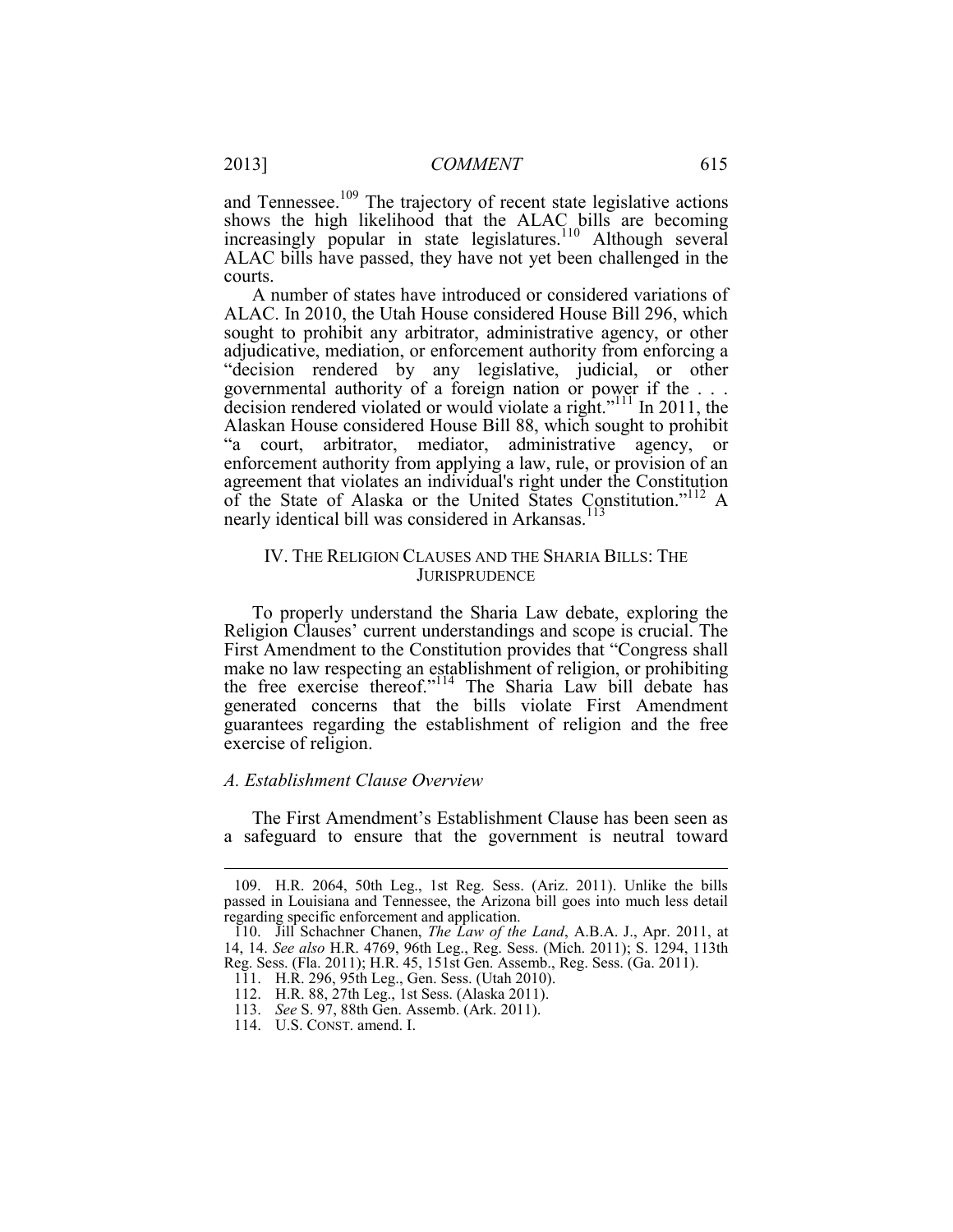and Tennessee.[109] The trajectory of recent state legislative actions shows the high likelihood that the ALAC bills are becoming increasingly popular in state legislatures.[110] Although several ALAC bills have passed, they have not yet been challenged in the courts.

A number of states have introduced or considered variations of ALAC. In 2010, the Utah House considered House Bill 296, which sought to prohibit any arbitrator, administrative agency, or other adjudicative, mediation, or enforcement authority from enforcing a "decision rendered by any legislative, judicial, or other governmental authority of a foreign nation or power if the . . . decision rendered violated or would violate a right."[111] In 2011, the Alaskan House considered House Bill 88, which sought to prohibit "a court, arbitrator, mediator, administrative agency, or enforcement authority from applying a law, rule, or provision of an agreement that violates an individual's right under the Constitution of the State of Alaska or the United States Constitution."[112] A nearly identical bill was considered in Arkansas.[113]

## IV. THE RELIGION CLAUSES AND THE SHARIA BILLS: THE JURISPRUDENCE

To properly understand the Sharia Law debate, exploring the Religion Clauses' current understandings and scope is crucial. The First Amendment to the Constitution provides that "Congress shall make no law respecting an establishment of religion, or prohibiting the free exercise thereof."[114] The Sharia Law bill debate has generated concerns that the bills violate First Amendment guarantees regarding the establishment of religion and the free exercise of religion.

### *A. Establishment Clause Overview*

The First Amendment's Establishment Clause has been seen as a safeguard to ensure that the government is neutral toward

---

109. H.R. 2064, 50th Leg., 1st Reg. Sess. (Ariz. 2011). Unlike the bills passed in Louisiana and Tennessee, the Arizona bill goes into much less detail regarding specific enforcement and application.

110. Jill Schachner Chanen, *The Law of the Land*, A.B.A. J., Apr. 2011, at 14, 14. *See also* H.R. 4769, 96th Leg., Reg. Sess. (Mich. 2011); S. 1294, 113th Reg. Sess. (Fla. 2011); H.R. 45, 151st Gen. Assemb., Reg. Sess. (Ga. 2011).

111. H.R. 296, 95th Leg., Gen. Sess. (Utah 2010).

112. H.R. 88, 27th Leg., 1st Sess. (Alaska 2011).

113. *See* S. 97, 88th Gen. Assemb. (Ark. 2011).

114. U.S. CONST. amend. I.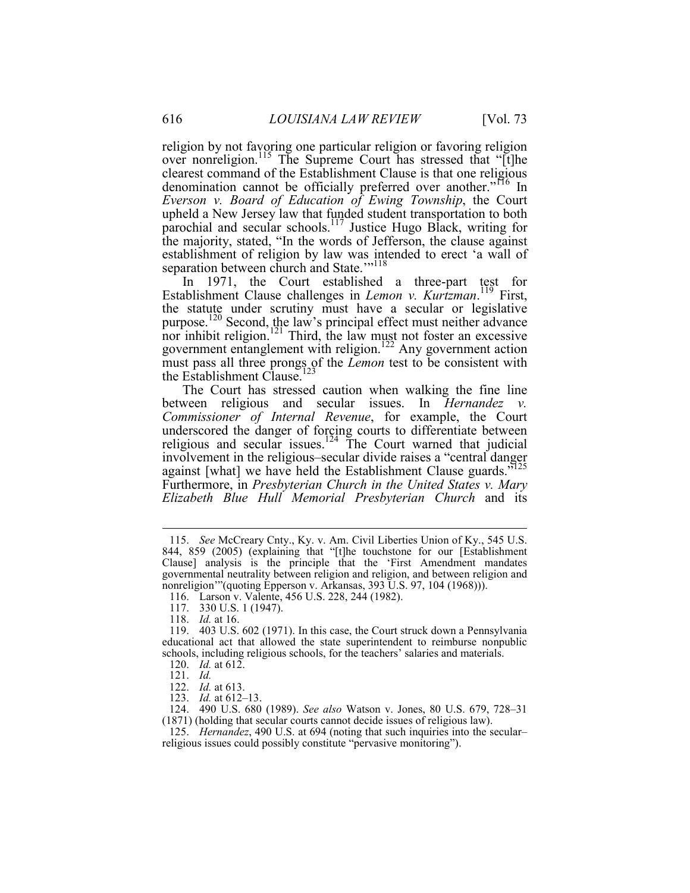religion by not favoring one particular religion or favoring religion over nonreligion.[115] The Supreme Court has stressed that "[t]he clearest command of the Establishment Clause is that one religious denomination cannot be officially preferred over another."[116] In *Everson v. Board of Education of Ewing Township*, the Court upheld a New Jersey law that funded student transportation to both parochial and secular schools.[117] Justice Hugo Black, writing for the majority, stated, "In the words of Jefferson, the clause against establishment of religion by law was intended to erect 'a wall of separation between church and State.'"[118]

In 1971, the Court established a three-part test for Establishment Clause challenges in *Lemon v. Kurtzman*.[119] First, the statute under scrutiny must have a secular or legislative purpose.[120] Second, the law's principal effect must neither advance nor inhibit religion.[121] Third, the law must not foster an excessive government entanglement with religion.[122] Any government action must pass all three prongs of the *Lemon* test to be consistent with the Establishment Clause.[123]

The Court has stressed caution when walking the fine line between religious and secular issues. In *Hernandez v. Commissioner of Internal Revenue*, for example, the Court underscored the danger of forcing courts to differentiate between religious and secular issues.[124] The Court warned that judicial involvement in the religious–secular divide raises a "central danger against [what] we have held the Establishment Clause guards."[125] Furthermore, in *Presbyterian Church in the United States v. Mary Elizabeth Blue Hull Memorial Presbyterian Church* and its

---

115. *See* McCreary Cnty., Ky. v. Am. Civil Liberties Union of Ky., 545 U.S. 844, 859 (2005) (explaining that "[t]he touchstone for our [Establishment Clause] analysis is the principle that the 'First Amendment mandates governmental neutrality between religion and religion, and between religion and nonreligion'"(quoting Epperson v. Arkansas, 393 U.S. 97, 104 (1968))).

116. Larson v. Valente, 456 U.S. 228, 244 (1982).

117. 330 U.S. 1 (1947).

118. *Id.* at 16.

119. 403 U.S. 602 (1971). In this case, the Court struck down a Pennsylvania educational act that allowed the state superintendent to reimburse nonpublic schools, including religious schools, for the teachers' salaries and materials.

120. *Id.* at 612.

121. *Id.*

122. *Id.* at 613.

123. *Id.* at 612–13.

124. 490 U.S. 680 (1989). *See also* Watson v. Jones, 80 U.S. 679, 728–31 (1871) (holding that secular courts cannot decide issues of religious law).

125. *Hernandez*, 490 U.S. at 694 (noting that such inquiries into the secular–religious issues could possibly constitute "pervasive monitoring").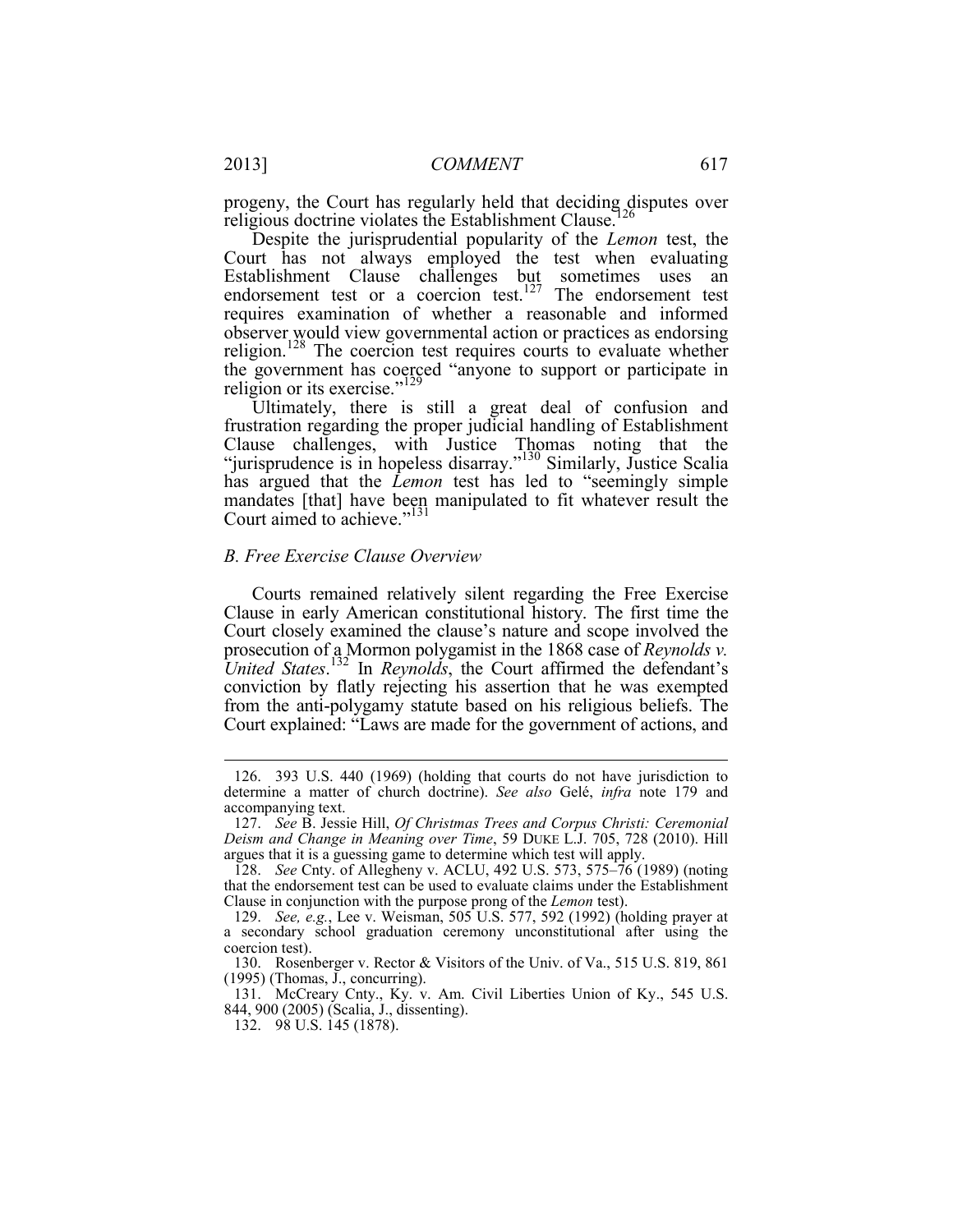progeny, the Court has regularly held that deciding disputes over religious doctrine violates the Establishment Clause.[126]

Despite the jurisprudential popularity of the *Lemon* test, the Court has not always employed the test when evaluating Establishment Clause challenges but sometimes uses an endorsement test or a coercion test.[127] The endorsement test requires examination of whether a reasonable and informed observer would view governmental action or practices as endorsing religion.[128] The coercion test requires courts to evaluate whether the government has coerced "anyone to support or participate in religion or its exercise."[129]

Ultimately, there is still a great deal of confusion and frustration regarding the proper judicial handling of Establishment Clause challenges, with Justice Thomas noting that the "jurisprudence is in hopeless disarray."[130] Similarly, Justice Scalia has argued that the *Lemon* test has led to "seemingly simple mandates [that] have been manipulated to fit whatever result the Court aimed to achieve."[131]

### *B. Free Exercise Clause Overview*

Courts remained relatively silent regarding the Free Exercise Clause in early American constitutional history. The first time the Court closely examined the clause's nature and scope involved the prosecution of a Mormon polygamist in the 1868 case of *Reynolds v. United States*.[132] In *Reynolds*, the Court affirmed the defendant's conviction by flatly rejecting his assertion that he was exempted from the anti-polygamy statute based on his religious beliefs. The Court explained: "Laws are made for the government of actions, and

---

126. 393 U.S. 440 (1969) (holding that courts do not have jurisdiction to determine a matter of church doctrine). *See also* Gelé, *infra* note 179 and accompanying text.

127. *See* B. Jessie Hill, *Of Christmas Trees and Corpus Christi: Ceremonial Deism and Change in Meaning over Time*, 59 DUKE L.J. 705, 728 (2010). Hill argues that it is a guessing game to determine which test will apply.

128. *See* Cnty. of Allegheny v. ACLU, 492 U.S. 573, 575–76 (1989) (noting that the endorsement test can be used to evaluate claims under the Establishment Clause in conjunction with the purpose prong of the *Lemon* test).

129. *See, e.g.*, Lee v. Weisman, 505 U.S. 577, 592 (1992) (holding prayer at a secondary school graduation ceremony unconstitutional after using the coercion test).

130. Rosenberger v. Rector & Visitors of the Univ. of Va., 515 U.S. 819, 861 (1995) (Thomas, J., concurring).

131. McCreary Cnty., Ky. v. Am. Civil Liberties Union of Ky., 545 U.S. 844, 900 (2005) (Scalia, J., dissenting).

132. 98 U.S. 145 (1878).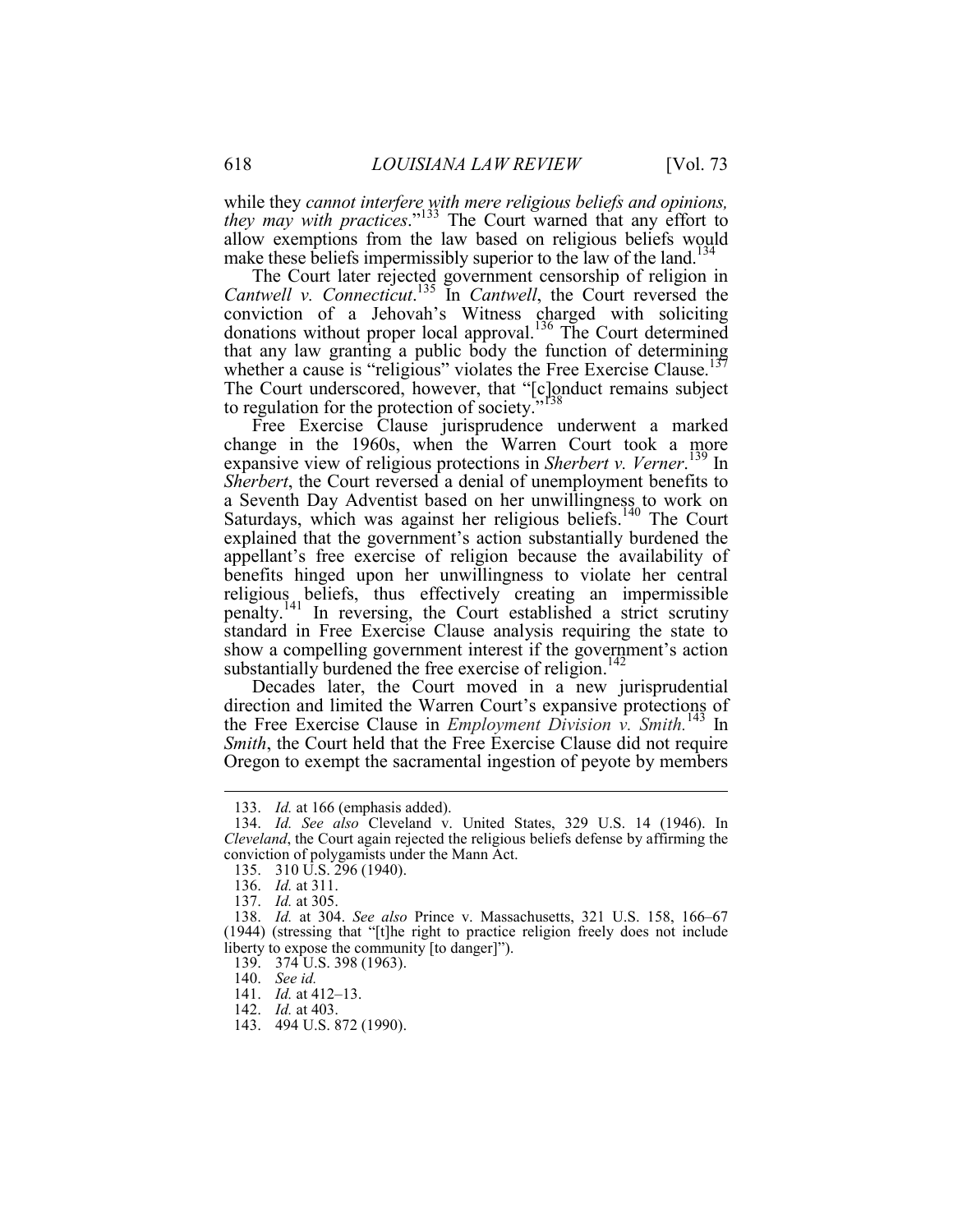while they *cannot interfere with mere religious beliefs and opinions, they may with practices*."[133] The Court warned that any effort to allow exemptions from the law based on religious beliefs would make these beliefs impermissibly superior to the law of the land.[134]

The Court later rejected government censorship of religion in *Cantwell v. Connecticut*.[135] In *Cantwell*, the Court reversed the conviction of a Jehovah's Witness charged with soliciting donations without proper local approval.[136] The Court determined that any law granting a public body the function of determining whether a cause is "religious" violates the Free Exercise Clause.[137] The Court underscored, however, that "[c]onduct remains subject to regulation for the protection of society."[138]

Free Exercise Clause jurisprudence underwent a marked change in the 1960s, when the Warren Court took a more expansive view of religious protections in *Sherbert v. Verner*.[139] In *Sherbert*, the Court reversed a denial of unemployment benefits to a Seventh Day Adventist based on her unwillingness to work on Saturdays, which was against her religious beliefs.[140] The Court explained that the government's action substantially burdened the appellant's free exercise of religion because the availability of benefits hinged upon her unwillingness to violate her central religious beliefs, thus effectively creating an impermissible penalty.[141] In reversing, the Court established a strict scrutiny standard in Free Exercise Clause analysis requiring the state to show a compelling government interest if the government's action substantially burdened the free exercise of religion.[142]

Decades later, the Court moved in a new jurisprudential direction and limited the Warren Court's expansive protections of the Free Exercise Clause in *Employment Division v. Smith.*[143] In *Smith*, the Court held that the Free Exercise Clause did not require Oregon to exempt the sacramental ingestion of peyote by members

---

133. *Id.* at 166 (emphasis added).

134. *Id. See also* Cleveland v. United States, 329 U.S. 14 (1946). In *Cleveland*, the Court again rejected the religious beliefs defense by affirming the conviction of polygamists under the Mann Act.

135. 310 U.S. 296 (1940).

136. *Id.* at 311.

137. *Id.* at 305.

138. *Id.* at 304. *See also* Prince v. Massachusetts, 321 U.S. 158, 166–67 (1944) (stressing that "[t]he right to practice religion freely does not include liberty to expose the community [to danger]").

139. 374 U.S. 398 (1963).

140. *See id.*

141. *Id.* at 412–13.

142. *Id.* at 403.

143. 494 U.S. 872 (1990).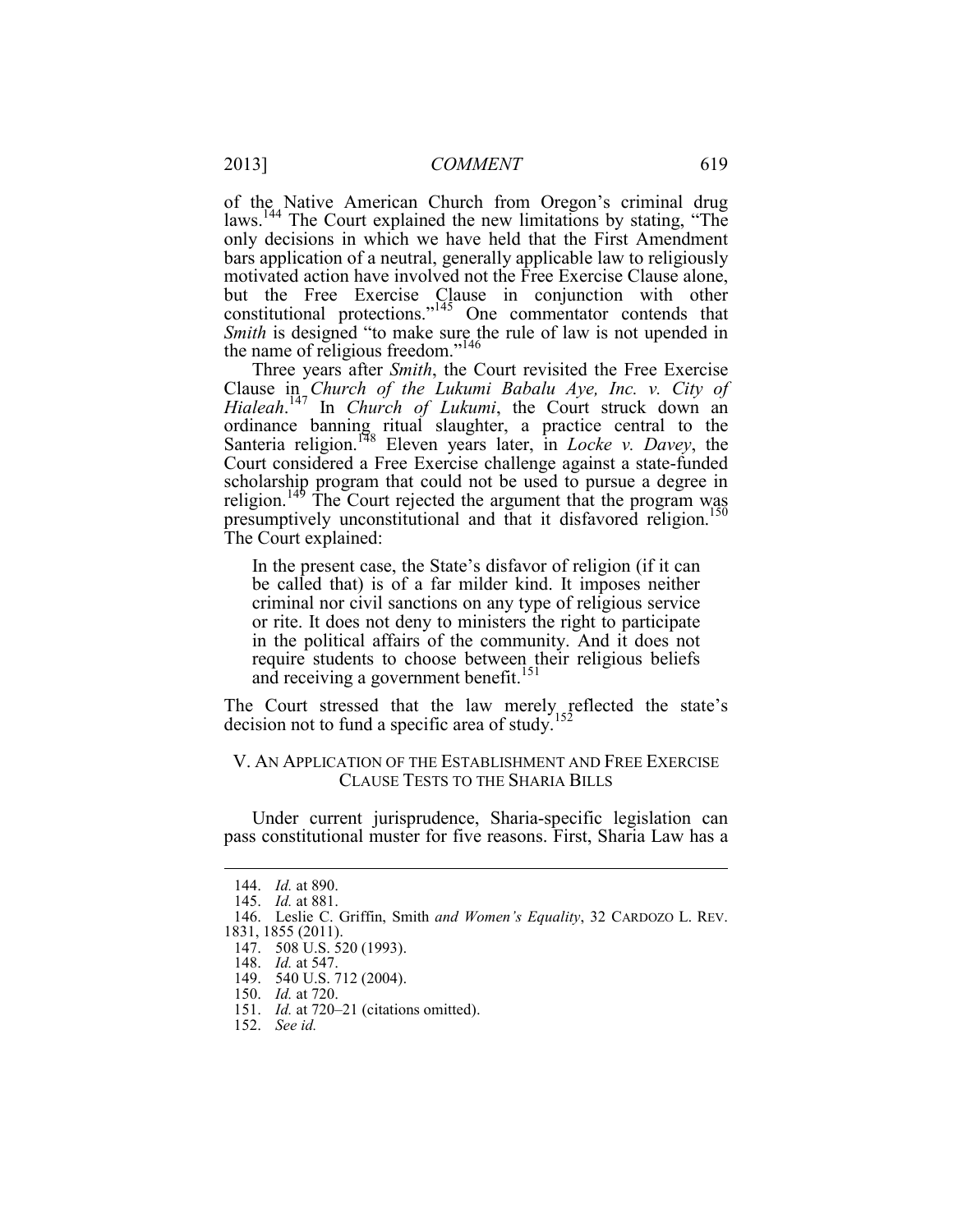of the Native American Church from Oregon's criminal drug laws.[144] The Court explained the new limitations by stating, "The only decisions in which we have held that the First Amendment bars application of a neutral, generally applicable law to religiously motivated action have involved not the Free Exercise Clause alone, but the Free Exercise Clause in conjunction with other constitutional protections."[145] One commentator contends that *Smith* is designed "to make sure the rule of law is not upended in the name of religious freedom."[146]

Three years after *Smith*, the Court revisited the Free Exercise Clause in *Church of the Lukumi Babalu Aye, Inc. v. City of Hialeah*.[147] In *Church of Lukumi*, the Court struck down an ordinance banning ritual slaughter, a practice central to the Santeria religion.[148] Eleven years later, in *Locke v. Davey*, the Court considered a Free Exercise challenge against a state-funded scholarship program that could not be used to pursue a degree in religion.[149] The Court rejected the argument that the program was presumptively unconstitutional and that it disfavored religion.[150] The Court explained:

> In the present case, the State's disfavor of religion (if it can be called that) is of a far milder kind. It imposes neither criminal nor civil sanctions on any type of religious service or rite. It does not deny to ministers the right to participate in the political affairs of the community. And it does not require students to choose between their religious beliefs and receiving a government benefit.[151]

The Court stressed that the law merely reflected the state's decision not to fund a specific area of study.[152]

## V. AN APPLICATION OF THE ESTABLISHMENT AND FREE EXERCISE CLAUSE TESTS TO THE SHARIA BILLS

Under current jurisprudence, Sharia-specific legislation can pass constitutional muster for five reasons. First, Sharia Law has a

---

144. *Id.* at 890.
145. *Id.* at 881.
146. Leslie C. Griffin, Smith *and Women's Equality*, 32 CARDOZO L. REV. 1831, 1855 (2011).
147. 508 U.S. 520 (1993).
148. *Id.* at 547.
149. 540 U.S. 712 (2004).
150. *Id.* at 720.
151. *Id.* at 720–21 (citations omitted).
152. *See id.*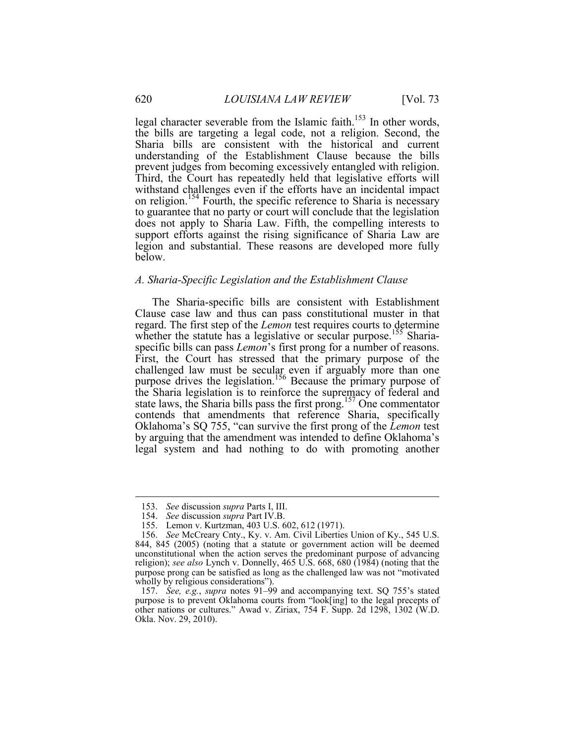legal character severable from the Islamic faith.[153] In other words, the bills are targeting a legal code, not a religion. Second, the Sharia bills are consistent with the historical and current understanding of the Establishment Clause because the bills prevent judges from becoming excessively entangled with religion. Third, the Court has repeatedly held that legislative efforts will withstand challenges even if the efforts have an incidental impact on religion.[154] Fourth, the specific reference to Sharia is necessary to guarantee that no party or court will conclude that the legislation does not apply to Sharia Law. Fifth, the compelling interests to support efforts against the rising significance of Sharia Law are legion and substantial. These reasons are developed more fully below.

### *A. Sharia-Specific Legislation and the Establishment Clause*

The Sharia-specific bills are consistent with Establishment Clause case law and thus can pass constitutional muster in that regard. The first step of the *Lemon* test requires courts to determine whether the statute has a legislative or secular purpose.[155] Sharia-specific bills can pass *Lemon*'s first prong for a number of reasons. First, the Court has stressed that the primary purpose of the challenged law must be secular even if arguably more than one purpose drives the legislation.[156] Because the primary purpose of the Sharia legislation is to reinforce the supremacy of federal and state laws, the Sharia bills pass the first prong.[157] One commentator contends that amendments that reference Sharia, specifically Oklahoma's SQ 755, "can survive the first prong of the *Lemon* test by arguing that the amendment was intended to define Oklahoma's legal system and had nothing to do with promoting another

---

153. *See* discussion *supra* Parts I, III.

154. *See* discussion *supra* Part IV.B.

155. Lemon v. Kurtzman, 403 U.S. 602, 612 (1971).

156. *See* McCreary Cnty., Ky. v. Am. Civil Liberties Union of Ky., 545 U.S. 844, 845 (2005) (noting that a statute or government action will be deemed unconstitutional when the action serves the predominant purpose of advancing religion); *see also* Lynch v. Donnelly, 465 U.S. 668, 680 (1984) (noting that the purpose prong can be satisfied as long as the challenged law was not "motivated wholly by religious considerations").

157. *See, e.g.*, *supra* notes 91–99 and accompanying text. SQ 755's stated purpose is to prevent Oklahoma courts from "look[ing] to the legal precepts of other nations or cultures." Awad v. Ziriax, 754 F. Supp. 2d 1298, 1302 (W.D. Okla. Nov. 29, 2010).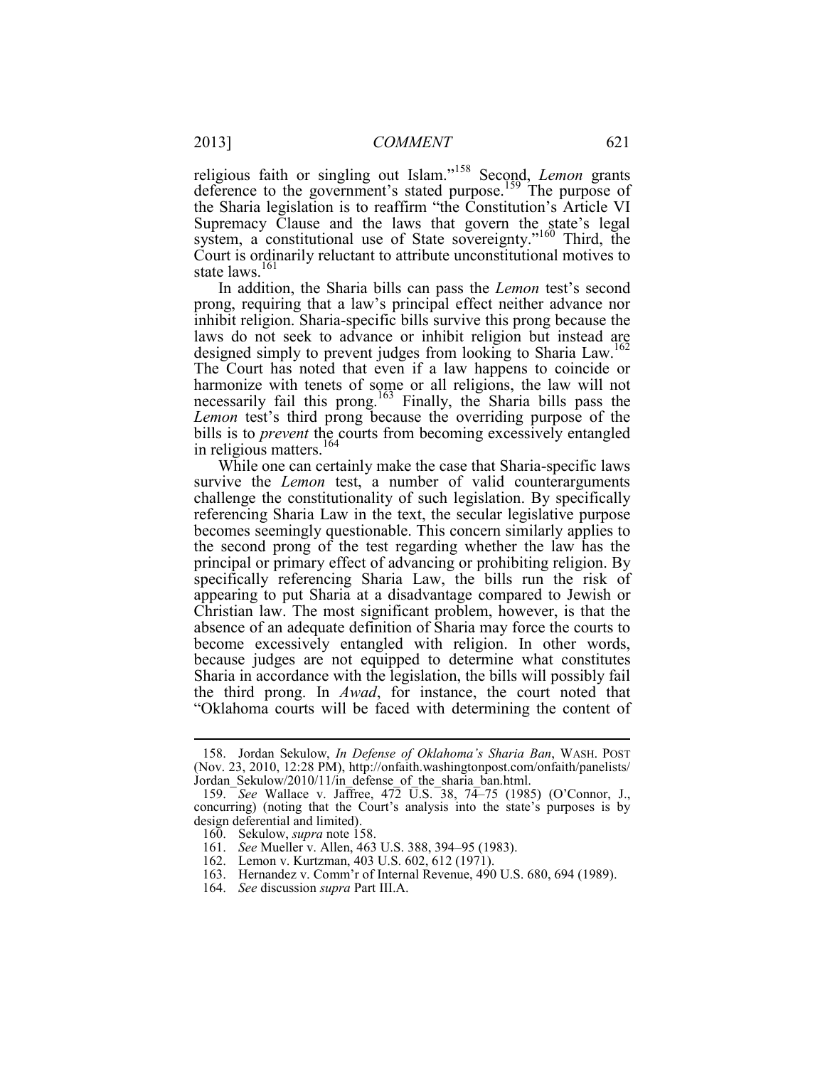religious faith or singling out Islam."[158] Second, *Lemon* grants deference to the government's stated purpose.[159] The purpose of the Sharia legislation is to reaffirm "the Constitution's Article VI Supremacy Clause and the laws that govern the state's legal system, a constitutional use of State sovereignty."[160] Third, the Court is ordinarily reluctant to attribute unconstitutional motives to state laws.[161]

In addition, the Sharia bills can pass the *Lemon* test's second prong, requiring that a law's principal effect neither advance nor inhibit religion. Sharia-specific bills survive this prong because the laws do not seek to advance or inhibit religion but instead are designed simply to prevent judges from looking to Sharia Law.[162] The Court has noted that even if a law happens to coincide or harmonize with tenets of some or all religions, the law will not necessarily fail this prong.[163] Finally, the Sharia bills pass the *Lemon* test's third prong because the overriding purpose of the bills is to *prevent* the courts from becoming excessively entangled in religious matters.[164]

While one can certainly make the case that Sharia-specific laws survive the *Lemon* test, a number of valid counterarguments challenge the constitutionality of such legislation. By specifically referencing Sharia Law in the text, the secular legislative purpose becomes seemingly questionable. This concern similarly applies to the second prong of the test regarding whether the law has the principal or primary effect of advancing or prohibiting religion. By specifically referencing Sharia Law, the bills run the risk of appearing to put Sharia at a disadvantage compared to Jewish or Christian law. The most significant problem, however, is that the absence of an adequate definition of Sharia may force the courts to become excessively entangled with religion. In other words, because judges are not equipped to determine what constitutes Sharia in accordance with the legislation, the bills will possibly fail the third prong. In *Awad*, for instance, the court noted that "Oklahoma courts will be faced with determining the content of

---

158. Jordan Sekulow, *In Defense of Oklahoma's Sharia Ban*, WASH. POST (Nov. 23, 2010, 12:28 PM), http://onfaith.washingtonpost.com/onfaith/panelists/Jordan_Sekulow/2010/11/in_defense_of_the_sharia_ban.html.

159. *See* Wallace v. Jaffree, 472 U.S. 38, 74–75 (1985) (O'Connor, J., concurring) (noting that the Court's analysis into the state's purposes is by design deferential and limited).

160. Sekulow, *supra* note 158.

161. *See* Mueller v. Allen, 463 U.S. 388, 394–95 (1983).

162. Lemon v. Kurtzman, 403 U.S. 602, 612 (1971).

163. Hernandez v. Comm'r of Internal Revenue, 490 U.S. 680, 694 (1989).

164. *See* discussion *supra* Part III.A.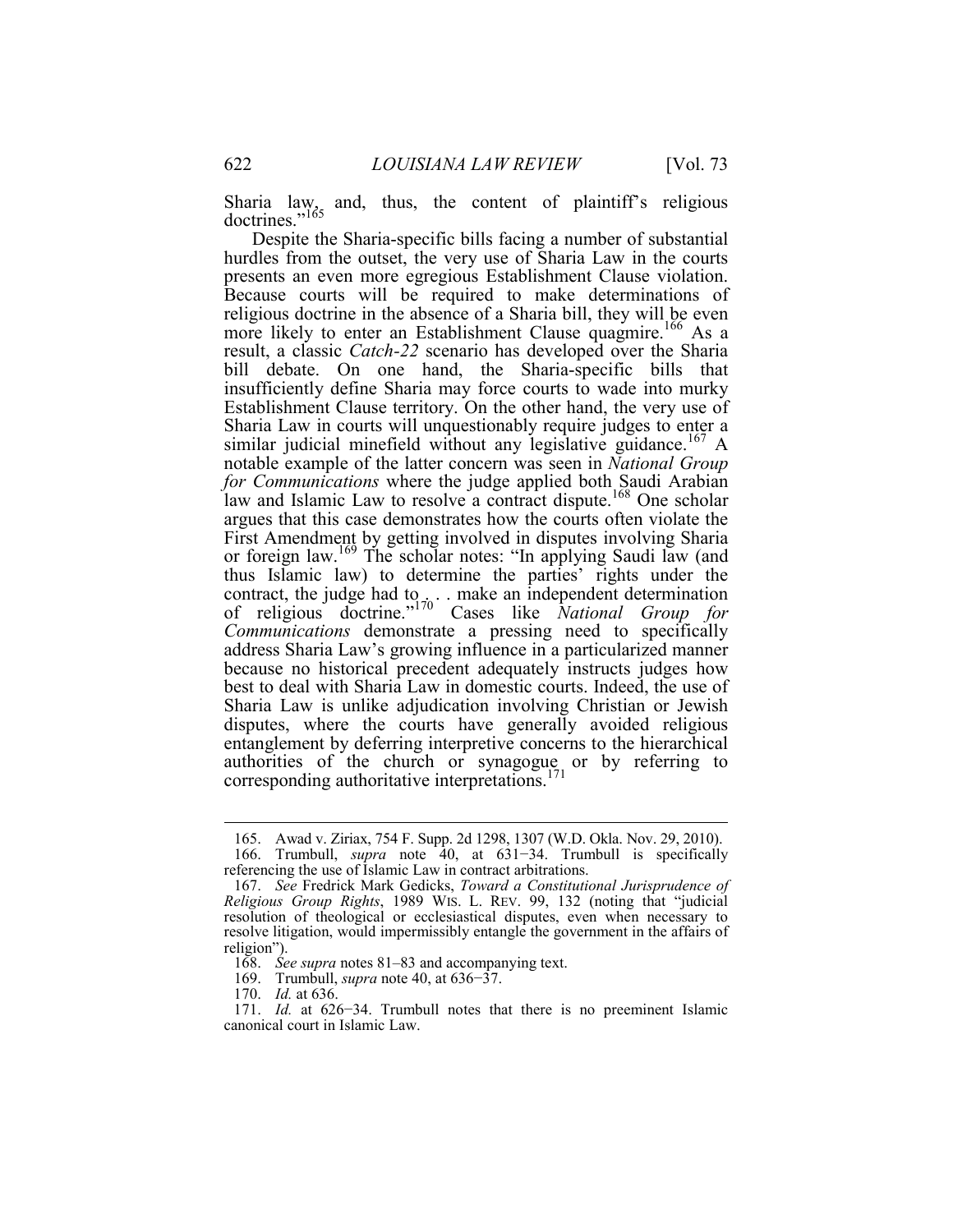Sharia law, and, thus, the content of plaintiff's religious doctrines."[165]

Despite the Sharia-specific bills facing a number of substantial hurdles from the outset, the very use of Sharia Law in the courts presents an even more egregious Establishment Clause violation. Because courts will be required to make determinations of religious doctrine in the absence of a Sharia bill, they will be even more likely to enter an Establishment Clause quagmire.[166] As a result, a classic *Catch-22* scenario has developed over the Sharia bill debate. On one hand, the Sharia-specific bills that insufficiently define Sharia may force courts to wade into murky Establishment Clause territory. On the other hand, the very use of Sharia Law in courts will unquestionably require judges to enter a similar judicial minefield without any legislative guidance.[167] A notable example of the latter concern was seen in *National Group for Communications* where the judge applied both Saudi Arabian law and Islamic Law to resolve a contract dispute.[168] One scholar argues that this case demonstrates how the courts often violate the First Amendment by getting involved in disputes involving Sharia or foreign law.[169] The scholar notes: "In applying Saudi law (and thus Islamic law) to determine the parties' rights under the contract, the judge had to . . . make an independent determination of religious doctrine."[170] Cases like *National Group for Communications* demonstrate a pressing need to specifically address Sharia Law's growing influence in a particularized manner because no historical precedent adequately instructs judges how best to deal with Sharia Law in domestic courts. Indeed, the use of Sharia Law is unlike adjudication involving Christian or Jewish disputes, where the courts have generally avoided religious entanglement by deferring interpretive concerns to the hierarchical authorities of the church or synagogue or by referring to corresponding authoritative interpretations.[171]

---

165. Awad v. Ziriax, 754 F. Supp. 2d 1298, 1307 (W.D. Okla. Nov. 29, 2010).

166. Trumbull, *supra* note 40, at 631–34. Trumbull is specifically referencing the use of Islamic Law in contract arbitrations.

167. *See* Fredrick Mark Gedicks, *Toward a Constitutional Jurisprudence of Religious Group Rights*, 1989 WIS. L. REV. 99, 132 (noting that "judicial resolution of theological or ecclesiastical disputes, even when necessary to resolve litigation, would impermissibly entangle the government in the affairs of religion").

168. *See supra* notes 81–83 and accompanying text.

169. Trumbull, *supra* note 40, at 636–37.

170. *Id.* at 636.

171. *Id.* at 626–34. Trumbull notes that there is no preeminent Islamic canonical court in Islamic Law.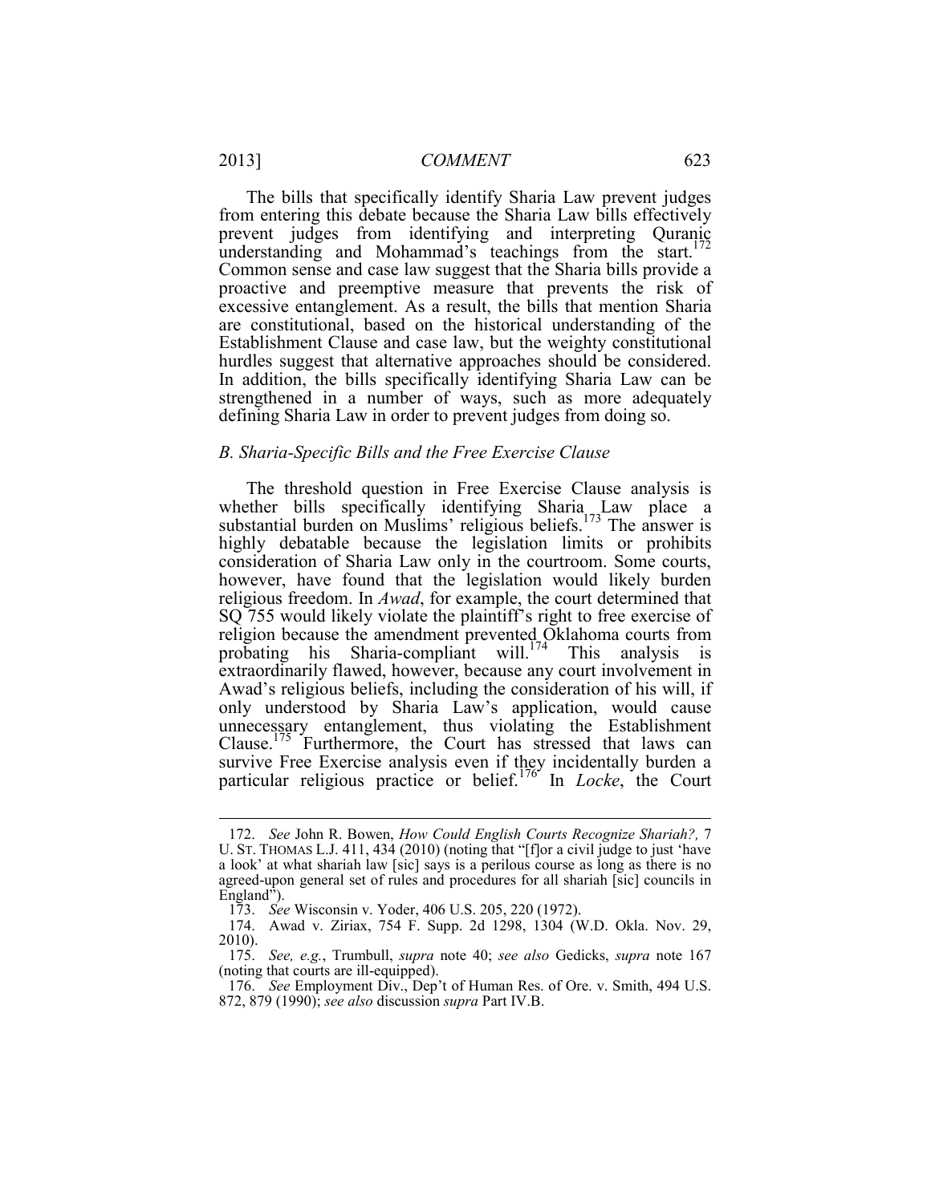The bills that specifically identify Sharia Law prevent judges from entering this debate because the Sharia Law bills effectively prevent judges from identifying and interpreting Quranic understanding and Mohammad's teachings from the start.[172] Common sense and case law suggest that the Sharia bills provide a proactive and preemptive measure that prevents the risk of excessive entanglement. As a result, the bills that mention Sharia are constitutional, based on the historical understanding of the Establishment Clause and case law, but the weighty constitutional hurdles suggest that alternative approaches should be considered. In addition, the bills specifically identifying Sharia Law can be strengthened in a number of ways, such as more adequately defining Sharia Law in order to prevent judges from doing so.

### *B. Sharia-Specific Bills and the Free Exercise Clause*

The threshold question in Free Exercise Clause analysis is whether bills specifically identifying Sharia Law place a substantial burden on Muslims' religious beliefs.[173] The answer is highly debatable because the legislation limits or prohibits consideration of Sharia Law only in the courtroom. Some courts, however, have found that the legislation would likely burden religious freedom. In *Awad*, for example, the court determined that SQ 755 would likely violate the plaintiff's right to free exercise of religion because the amendment prevented Oklahoma courts from probating his Sharia-compliant will.[174] This analysis is extraordinarily flawed, however, because any court involvement in Awad's religious beliefs, including the consideration of his will, if only understood by Sharia Law's application, would cause unnecessary entanglement, thus violating the Establishment Clause.[175] Furthermore, the Court has stressed that laws can survive Free Exercise analysis even if they incidentally burden a particular religious practice or belief.[176] In *Locke*, the Court

---

172. *See* John R. Bowen, *How Could English Courts Recognize Shariah?,* 7 U. ST. THOMAS L.J. 411, 434 (2010) (noting that "[f]or a civil judge to just 'have a look' at what shariah law [sic] says is a perilous course as long as there is no agreed-upon general set of rules and procedures for all shariah [sic] councils in England").

173. *See* Wisconsin v. Yoder, 406 U.S. 205, 220 (1972).

174. Awad v. Ziriax, 754 F. Supp. 2d 1298, 1304 (W.D. Okla. Nov. 29, 2010).

175. *See, e.g.*, Trumbull, *supra* note 40; *see also* Gedicks, *supra* note 167 (noting that courts are ill-equipped).

176. *See* Employment Div., Dep't of Human Res. of Ore. v. Smith, 494 U.S. 872, 879 (1990); *see also* discussion *supra* Part IV.B.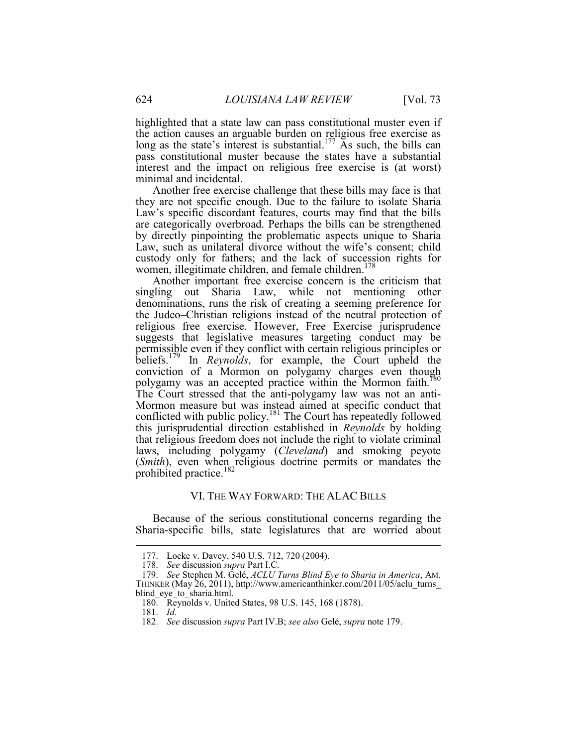highlighted that a state law can pass constitutional muster even if the action causes an arguable burden on religious free exercise as long as the state's interest is substantial.[177] As such, the bills can pass constitutional muster because the states have a substantial interest and the impact on religious free exercise is (at worst) minimal and incidental.

Another free exercise challenge that these bills may face is that they are not specific enough. Due to the failure to isolate Sharia Law's specific discordant features, courts may find that the bills are categorically overbroad. Perhaps the bills can be strengthened by directly pinpointing the problematic aspects unique to Sharia Law, such as unilateral divorce without the wife's consent; child custody only for fathers; and the lack of succession rights for women, illegitimate children, and female children.[178]

Another important free exercise concern is the criticism that singling out Sharia Law, while not mentioning other denominations, runs the risk of creating a seeming preference for the Judeo–Christian religions instead of the neutral protection of religious free exercise. However, Free Exercise jurisprudence suggests that legislative measures targeting conduct may be permissible even if they conflict with certain religious principles or beliefs.[179] In *Reynolds*, for example, the Court upheld the conviction of a Mormon on polygamy charges even though polygamy was an accepted practice within the Mormon faith.[180] The Court stressed that the anti-polygamy law was not an anti-Mormon measure but was instead aimed at specific conduct that conflicted with public policy.[181] The Court has repeatedly followed this jurisprudential direction established in *Reynolds* by holding that religious freedom does not include the right to violate criminal laws, including polygamy (*Cleveland*) and smoking peyote (*Smith*), even when religious doctrine permits or mandates the prohibited practice.[182]

## VI. THE WAY FORWARD: THE ALAC BILLS

Because of the serious constitutional concerns regarding the Sharia-specific bills, state legislatures that are worried about

---

177. Locke v. Davey, 540 U.S. 712, 720 (2004).

178. *See* discussion *supra* Part I.C.

179. *See* Stephen M. Gelé, *ACLU Turns Blind Eye to Sharia in America*, AM. THINKER (May 26, 2011), http://www.americanthinker.com/2011/05/aclu_turns_blind_eye_to_sharia.html.

180. Reynolds v. United States, 98 U.S. 145, 168 (1878).

181. *Id.*

182. *See* discussion *supra* Part IV.B; *see also* Gelé, *supra* note 179.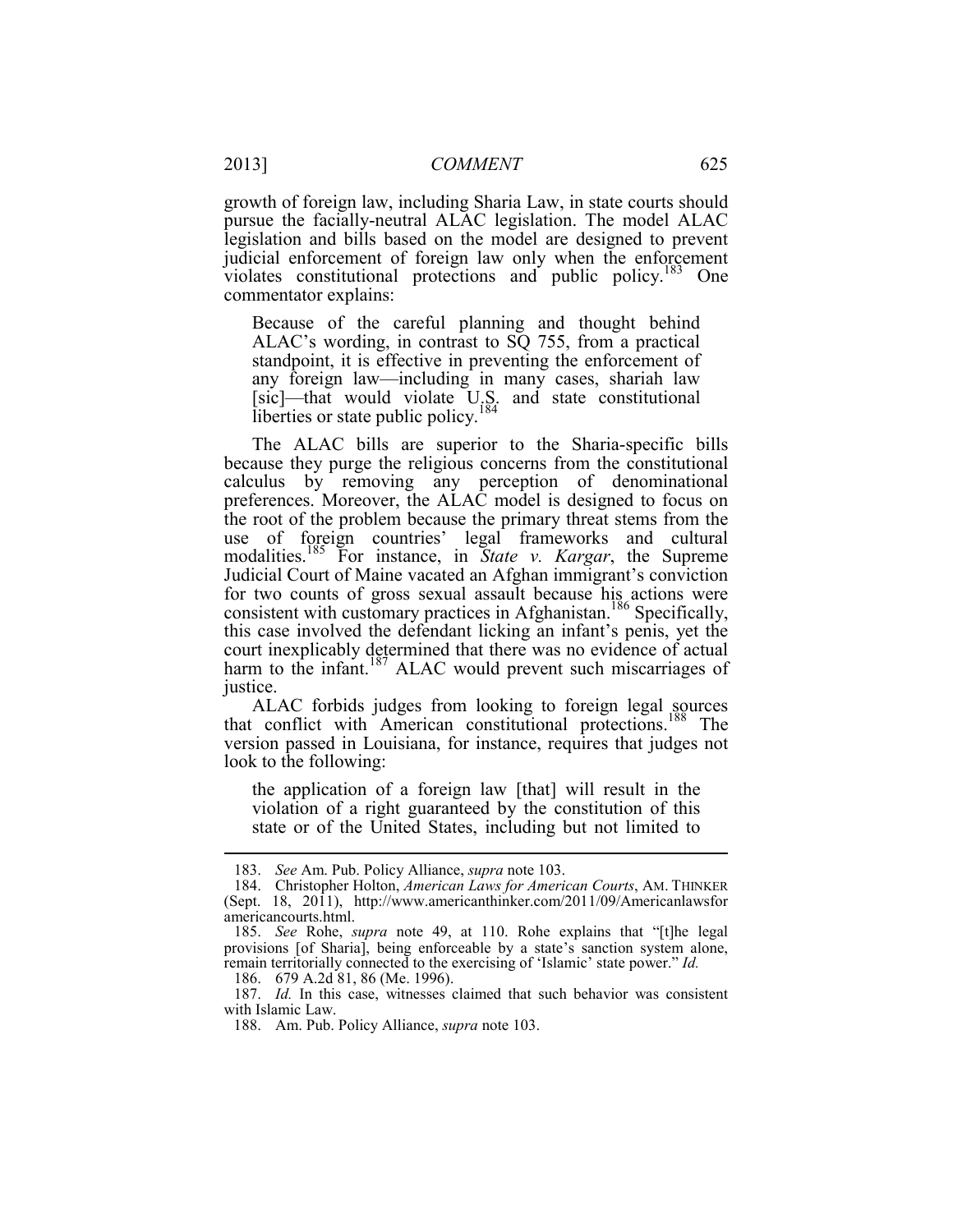growth of foreign law, including Sharia Law, in state courts should pursue the facially-neutral ALAC legislation. The model ALAC legislation and bills based on the model are designed to prevent judicial enforcement of foreign law only when the enforcement violates constitutional protections and public policy.[183] One commentator explains:

> Because of the careful planning and thought behind ALAC's wording, in contrast to SQ 755, from a practical standpoint, it is effective in preventing the enforcement of any foreign law—including in many cases, shariah law [sic]—that would violate U.S. and state constitutional liberties or state public policy.[184]

The ALAC bills are superior to the Sharia-specific bills because they purge the religious concerns from the constitutional calculus by removing any perception of denominational preferences. Moreover, the ALAC model is designed to focus on the root of the problem because the primary threat stems from the use of foreign countries' legal frameworks and cultural modalities.[185] For instance, in *State v. Kargar*, the Supreme Judicial Court of Maine vacated an Afghan immigrant's conviction for two counts of gross sexual assault because his actions were consistent with customary practices in Afghanistan.[186] Specifically, this case involved the defendant licking an infant's penis, yet the court inexplicably determined that there was no evidence of actual harm to the infant.[187] ALAC would prevent such miscarriages of justice.

ALAC forbids judges from looking to foreign legal sources that conflict with American constitutional protections.[188] The version passed in Louisiana, for instance, requires that judges not look to the following:

> the application of a foreign law [that] will result in the violation of a right guaranteed by the constitution of this state or of the United States, including but not limited to

---

183. *See* Am. Pub. Policy Alliance, *supra* note 103.

184. Christopher Holton, *American Laws for American Courts*, AM. THINKER (Sept. 18, 2011), http://www.americanthinker.com/2011/09/Americanlawsforamericancourts.html.

185. *See* Rohe, *supra* note 49, at 110. Rohe explains that "[t]he legal provisions [of Sharia], being enforceable by a state's sanction system alone, remain territorially connected to the exercising of 'Islamic' state power." *Id.*

186. 679 A.2d 81, 86 (Me. 1996).

187. *Id.* In this case, witnesses claimed that such behavior was consistent with Islamic Law.

188. Am. Pub. Policy Alliance, *supra* note 103.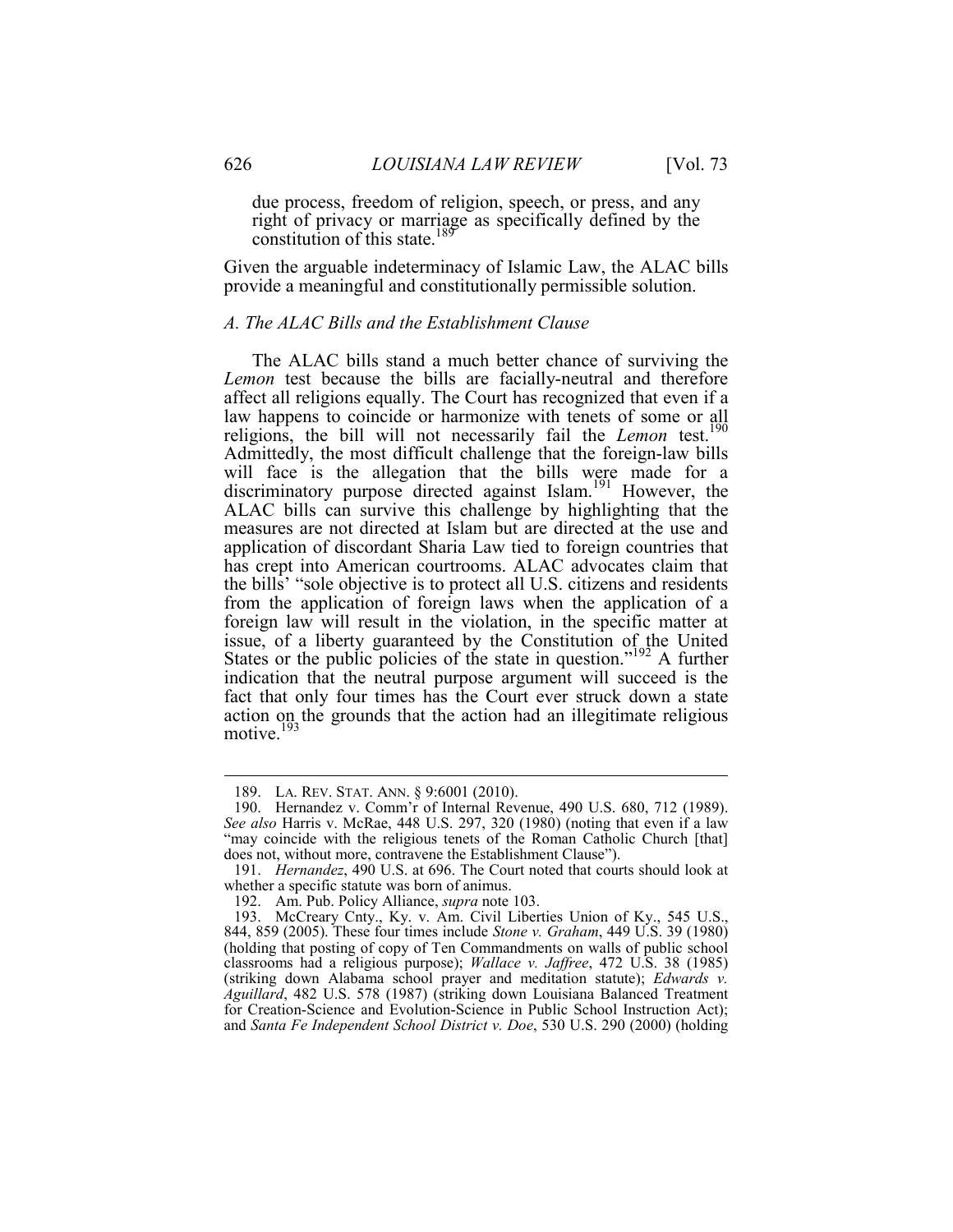due process, freedom of religion, speech, or press, and any right of privacy or marriage as specifically defined by the constitution of this state.[189]

Given the arguable indeterminacy of Islamic Law, the ALAC bills provide a meaningful and constitutionally permissible solution.

### *A. The ALAC Bills and the Establishment Clause*

The ALAC bills stand a much better chance of surviving the *Lemon* test because the bills are facially-neutral and therefore affect all religions equally. The Court has recognized that even if a law happens to coincide or harmonize with tenets of some or all religions, the bill will not necessarily fail the *Lemon* test.[190] Admittedly, the most difficult challenge that the foreign-law bills will face is the allegation that the bills were made for a discriminatory purpose directed against Islam.[191] However, the ALAC bills can survive this challenge by highlighting that the measures are not directed at Islam but are directed at the use and application of discordant Sharia Law tied to foreign countries that has crept into American courtrooms. ALAC advocates claim that the bills' "sole objective is to protect all U.S. citizens and residents from the application of foreign laws when the application of a foreign law will result in the violation, in the specific matter at issue, of a liberty guaranteed by the Constitution of the United States or the public policies of the state in question."[192] A further indication that the neutral purpose argument will succeed is the fact that only four times has the Court ever struck down a state action on the grounds that the action had an illegitimate religious motive.[193]

---

189. LA. REV. STAT. ANN. § 9:6001 (2010).

190. Hernandez v. Comm'r of Internal Revenue, 490 U.S. 680, 712 (1989). *See also* Harris v. McRae, 448 U.S. 297, 320 (1980) (noting that even if a law "may coincide with the religious tenets of the Roman Catholic Church [that] does not, without more, contravene the Establishment Clause").

191. *Hernandez*, 490 U.S. at 696. The Court noted that courts should look at whether a specific statute was born of animus.

192. Am. Pub. Policy Alliance, *supra* note 103.

193. McCreary Cnty., Ky. v. Am. Civil Liberties Union of Ky., 545 U.S., 844, 859 (2005). These four times include *Stone v. Graham*, 449 U.S. 39 (1980) (holding that posting of copy of Ten Commandments on walls of public school classrooms had a religious purpose); *Wallace v. Jaffree*, 472 U.S. 38 (1985) (striking down Alabama school prayer and meditation statute); *Edwards v. Aguillard*, 482 U.S. 578 (1987) (striking down Louisiana Balanced Treatment for Creation-Science and Evolution-Science in Public School Instruction Act); and *Santa Fe Independent School District v. Doe*, 530 U.S. 290 (2000) (holding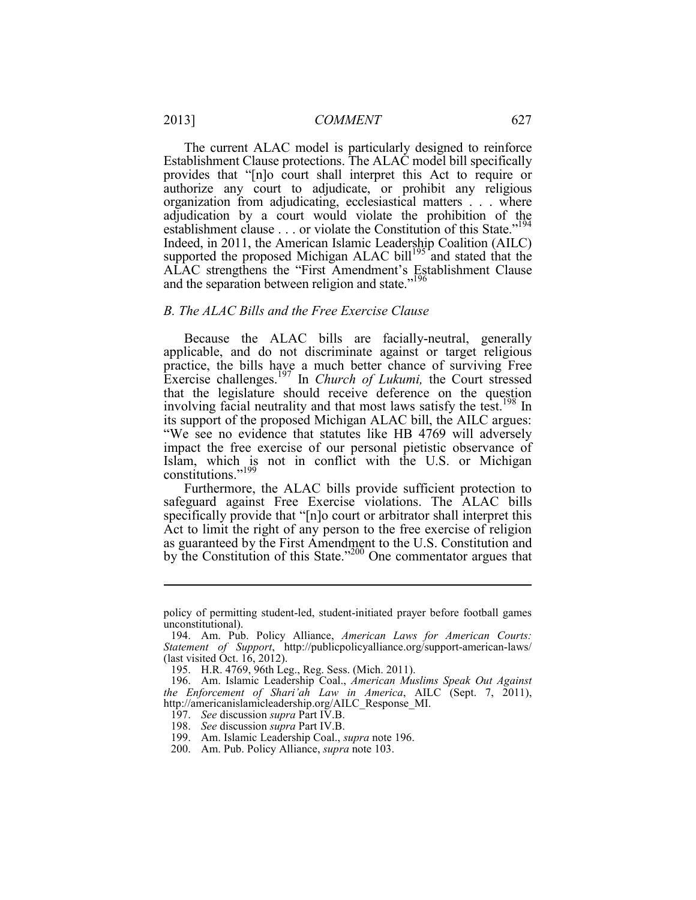The current ALAC model is particularly designed to reinforce Establishment Clause protections. The ALAC model bill specifically provides that "[n]o court shall interpret this Act to require or authorize any court to adjudicate, or prohibit any religious organization from adjudicating, ecclesiastical matters . . . where adjudication by a court would violate the prohibition of the establishment clause . . . or violate the Constitution of this State."[194] Indeed, in 2011, the American Islamic Leadership Coalition (AILC) supported the proposed Michigan ALAC bill[195] and stated that the ALAC strengthens the "First Amendment's Establishment Clause and the separation between religion and state."[196]

### *B. The ALAC Bills and the Free Exercise Clause*

Because the ALAC bills are facially-neutral, generally applicable, and do not discriminate against or target religious practice, the bills have a much better chance of surviving Free Exercise challenges.[197] In *Church of Lukumi,* the Court stressed that the legislature should receive deference on the question involving facial neutrality and that most laws satisfy the test.[198] In its support of the proposed Michigan ALAC bill, the AILC argues: "We see no evidence that statutes like HB 4769 will adversely impact the free exercise of our personal pietistic observance of Islam, which is not in conflict with the U.S. or Michigan constitutions."[199]

Furthermore, the ALAC bills provide sufficient protection to safeguard against Free Exercise violations. The ALAC bills specifically provide that "[n]o court or arbitrator shall interpret this Act to limit the right of any person to the free exercise of religion as guaranteed by the First Amendment to the U.S. Constitution and by the Constitution of this State."[200] One commentator argues that

---

policy of permitting student-led, student-initiated prayer before football games unconstitutional).

194. Am. Pub. Policy Alliance, *American Laws for American Courts: Statement of Support*, http://publicpolicyalliance.org/support-american-laws/ (last visited Oct. 16, 2012).

195. H.R. 4769, 96th Leg., Reg. Sess. (Mich. 2011).

196. Am. Islamic Leadership Coal., *American Muslims Speak Out Against the Enforcement of Shari'ah Law in America*, AILC (Sept. 7, 2011), http://americanislamicleadership.org/AILC_Response_MI.

197. *See* discussion *supra* Part IV.B.

198. *See* discussion *supra* Part IV.B.

199. Am. Islamic Leadership Coal., *supra* note 196.

200. Am. Pub. Policy Alliance, *supra* note 103.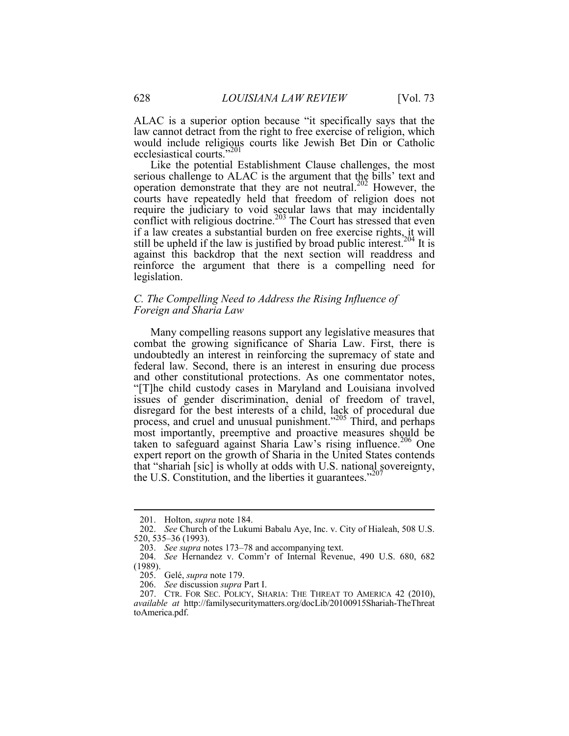ALAC is a superior option because "it specifically says that the law cannot detract from the right to free exercise of religion, which would include religious courts like Jewish Bet Din or Catholic ecclesiastical courts."[201]

Like the potential Establishment Clause challenges, the most serious challenge to ALAC is the argument that the bills' text and operation demonstrate that they are not neutral.[202] However, the courts have repeatedly held that freedom of religion does not require the judiciary to void secular laws that may incidentally conflict with religious doctrine.[203] The Court has stressed that even if a law creates a substantial burden on free exercise rights, it will still be upheld if the law is justified by broad public interest.[204] It is against this backdrop that the next section will readdress and reinforce the argument that there is a compelling need for legislation.

### *C. The Compelling Need to Address the Rising Influence of Foreign and Sharia Law*

Many compelling reasons support any legislative measures that combat the growing significance of Sharia Law. First, there is undoubtedly an interest in reinforcing the supremacy of state and federal law. Second, there is an interest in ensuring due process and other constitutional protections. As one commentator notes, "[T]he child custody cases in Maryland and Louisiana involved issues of gender discrimination, denial of freedom of travel, disregard for the best interests of a child, lack of procedural due process, and cruel and unusual punishment."[205] Third, and perhaps most importantly, preemptive and proactive measures should be taken to safeguard against Sharia Law's rising influence.[206] One expert report on the growth of Sharia in the United States contends that "shariah [sic] is wholly at odds with U.S. national sovereignty, the U.S. Constitution, and the liberties it guarantees."[207]

---

201. Holton, *supra* note 184.

202. *See* Church of the Lukumi Babalu Aye, Inc. v. City of Hialeah, 508 U.S. 520, 535–36 (1993).

203. *See supra* notes 173–78 and accompanying text.

204. *See* Hernandez v. Comm'r of Internal Revenue, 490 U.S. 680, 682 (1989).

205. Gelé, *supra* note 179.

206. *See* discussion *supra* Part I.

207. CTR. FOR SEC. POLICY, SHARIA: THE THREAT TO AMERICA 42 (2010), *available at* http://familysecuritymatters.org/docLib/20100915Shariah-TheThreattoAmerica.pdf.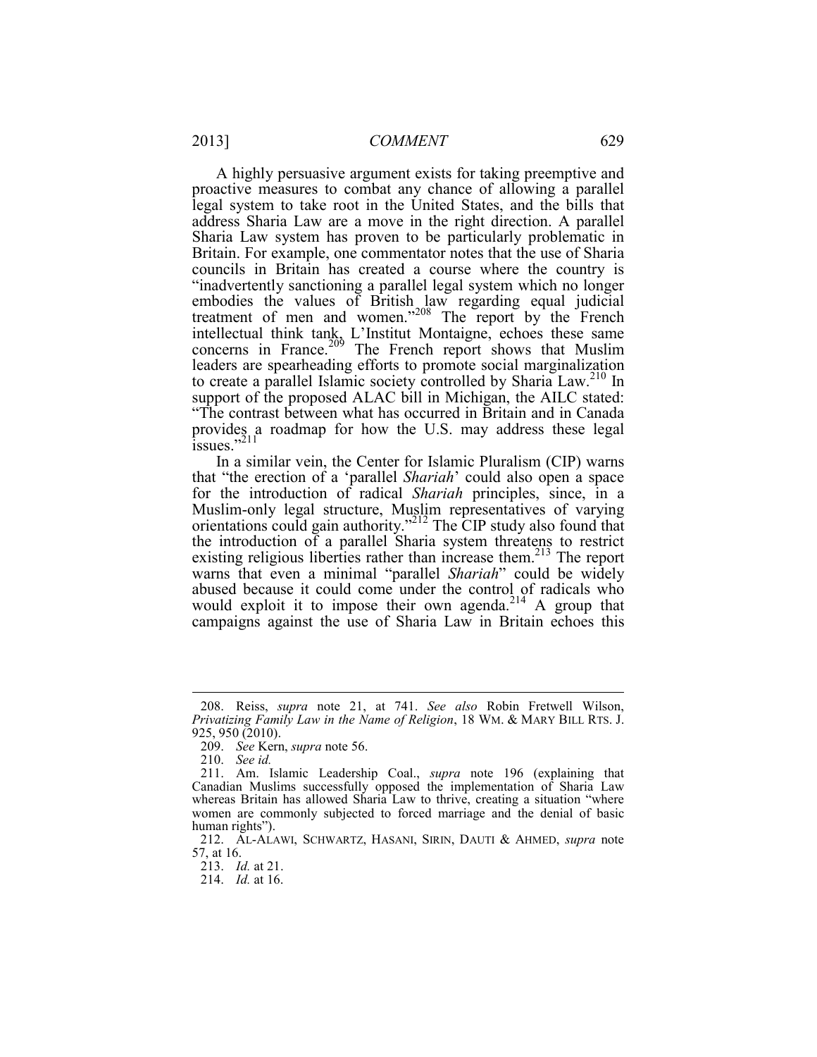A highly persuasive argument exists for taking preemptive and proactive measures to combat any chance of allowing a parallel legal system to take root in the United States, and the bills that address Sharia Law are a move in the right direction. A parallel Sharia Law system has proven to be particularly problematic in Britain. For example, one commentator notes that the use of Sharia councils in Britain has created a course where the country is "inadvertently sanctioning a parallel legal system which no longer embodies the values of British law regarding equal judicial treatment of men and women."[208] The report by the French intellectual think tank, L'Institut Montaigne, echoes these same concerns in France.[209] The French report shows that Muslim leaders are spearheading efforts to promote social marginalization to create a parallel Islamic society controlled by Sharia Law.[210] In support of the proposed ALAC bill in Michigan, the AILC stated: "The contrast between what has occurred in Britain and in Canada provides a roadmap for how the U.S. may address these legal issues."[211]

In a similar vein, the Center for Islamic Pluralism (CIP) warns that "the erection of a 'parallel *Shariah*' could also open a space for the introduction of radical *Shariah* principles, since, in a Muslim-only legal structure, Muslim representatives of varying orientations could gain authority."[212] The CIP study also found that the introduction of a parallel Sharia system threatens to restrict existing religious liberties rather than increase them.[213] The report warns that even a minimal "parallel *Shariah*" could be widely abused because it could come under the control of radicals who would exploit it to impose their own agenda.[214] A group that campaigns against the use of Sharia Law in Britain echoes this

---

208. Reiss, *supra* note 21, at 741. *See also* Robin Fretwell Wilson, *Privatizing Family Law in the Name of Religion*, 18 WM. & MARY BILL RTS. J. 925, 950 (2010).

209. *See* Kern, *supra* note 56.

210. *See id.*

211. Am. Islamic Leadership Coal., *supra* note 196 (explaining that Canadian Muslims successfully opposed the implementation of Sharia Law whereas Britain has allowed Sharia Law to thrive, creating a situation "where women are commonly subjected to forced marriage and the denial of basic human rights").

212. AL-ALAWI, SCHWARTZ, HASANI, SIRIN, DAUTI & AHMED, *supra* note 57, at 16.

213. *Id.* at 21.

214. *Id.* at 16.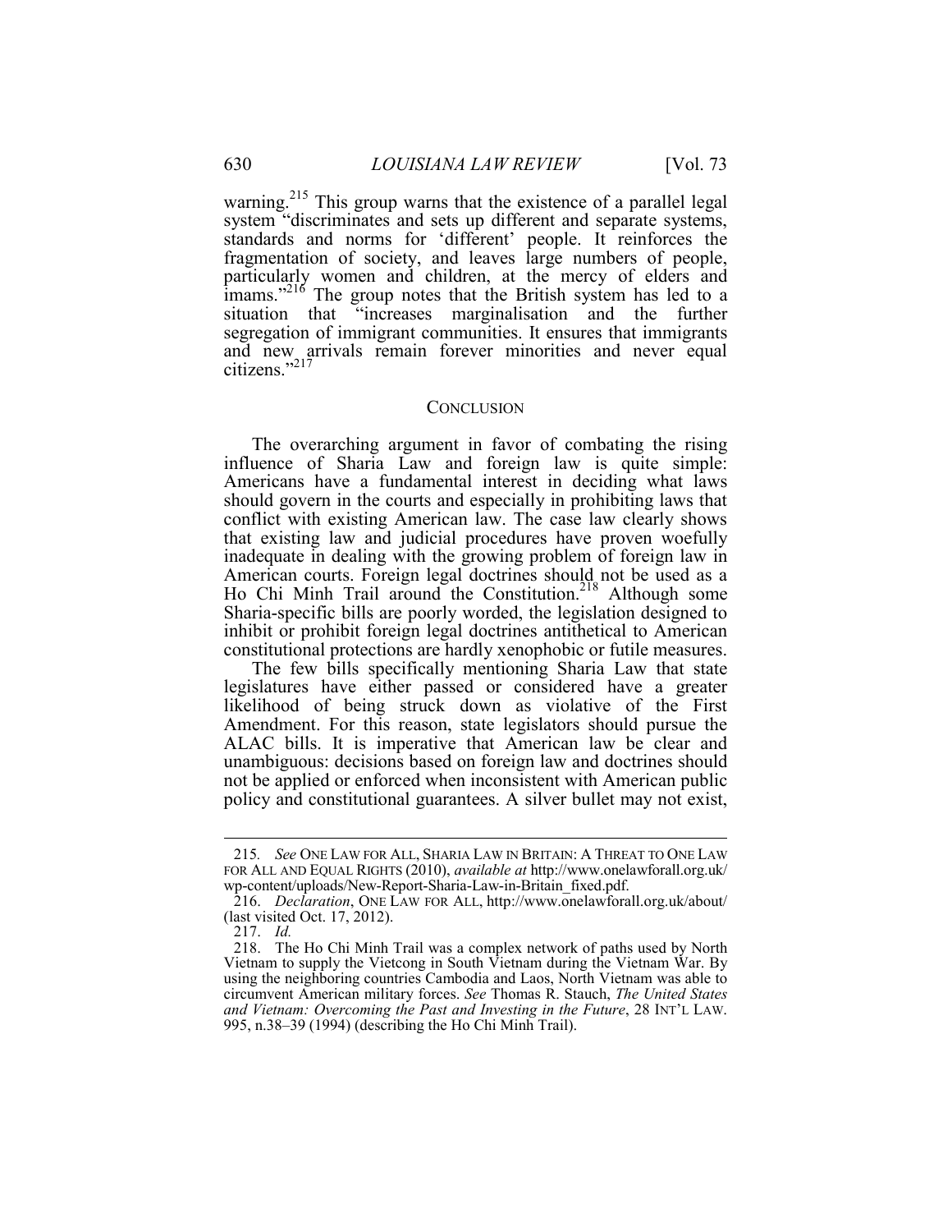warning.[215] This group warns that the existence of a parallel legal system "discriminates and sets up different and separate systems, standards and norms for 'different' people. It reinforces the fragmentation of society, and leaves large numbers of people, particularly women and children, at the mercy of elders and imams."[216] The group notes that the British system has led to a situation that "increases marginalisation and the further segregation of immigrant communities. It ensures that immigrants and new arrivals remain forever minorities and never equal citizens."[217]

## CONCLUSION

The overarching argument in favor of combating the rising influence of Sharia Law and foreign law is quite simple: Americans have a fundamental interest in deciding what laws should govern in the courts and especially in prohibiting laws that conflict with existing American law. The case law clearly shows that existing law and judicial procedures have proven woefully inadequate in dealing with the growing problem of foreign law in American courts. Foreign legal doctrines should not be used as a Ho Chi Minh Trail around the Constitution.[218] Although some Sharia-specific bills are poorly worded, the legislation designed to inhibit or prohibit foreign legal doctrines antithetical to American constitutional protections are hardly xenophobic or futile measures.

The few bills specifically mentioning Sharia Law that state legislatures have either passed or considered have a greater likelihood of being struck down as violative of the First Amendment. For this reason, state legislators should pursue the ALAC bills. It is imperative that American law be clear and unambiguous: decisions based on foreign law and doctrines should not be applied or enforced when inconsistent with American public policy and constitutional guarantees. A silver bullet may not exist,

---

215. *See* ONE LAW FOR ALL, SHARIA LAW IN BRITAIN: A THREAT TO ONE LAW FOR ALL AND EQUAL RIGHTS (2010), *available at* http://www.onelawforall.org.uk/wp-content/uploads/New-Report-Sharia-Law-in-Britain_fixed.pdf.

216. *Declaration*, ONE LAW FOR ALL, http://www.onelawforall.org.uk/about/ (last visited Oct. 17, 2012).

217. *Id.*

218. The Ho Chi Minh Trail was a complex network of paths used by North Vietnam to supply the Vietcong in South Vietnam during the Vietnam War. By using the neighboring countries Cambodia and Laos, North Vietnam was able to circumvent American military forces. *See* Thomas R. Stauch, *The United States and Vietnam: Overcoming the Past and Investing in the Future*, 28 INT'L LAW. 995, n.38–39 (1994) (describing the Ho Chi Minh Trail).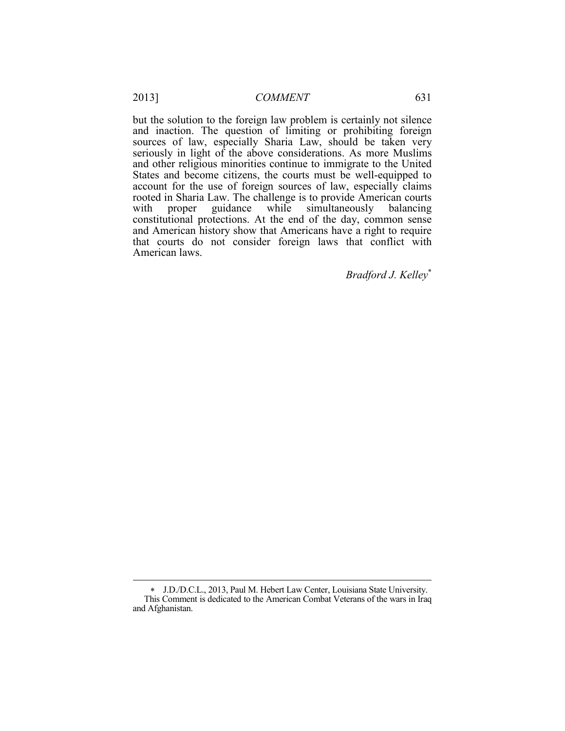but the solution to the foreign law problem is certainly not silence and inaction. The question of limiting or prohibiting foreign sources of law, especially Sharia Law, should be taken very seriously in light of the above considerations. As more Muslims and other religious minorities continue to immigrate to the United States and become citizens, the courts must be well-equipped to account for the use of foreign sources of law, especially claims rooted in Sharia Law. The challenge is to provide American courts with proper guidance while simultaneously balancing constitutional protections. At the end of the day, common sense and American history show that Americans have a right to require that courts do not consider foreign laws that conflict with American laws.

*Bradford J. Kelley*[*]

---

\* J.D./D.C.L., 2013, Paul M. Hebert Law Center, Louisiana State University. This Comment is dedicated to the American Combat Veterans of the wars in Iraq and Afghanistan.